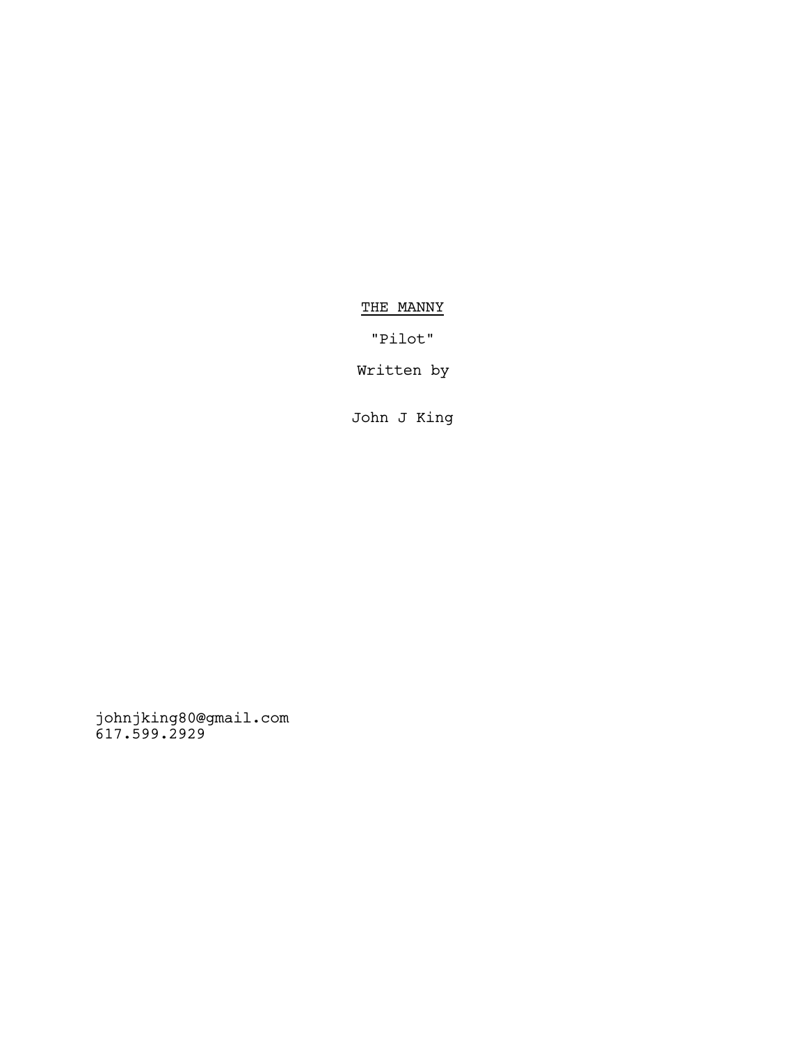<u>THE MANNY</u>

"Pilot"

Written by

John J King

johnjking80@gmail.com
617.599.2929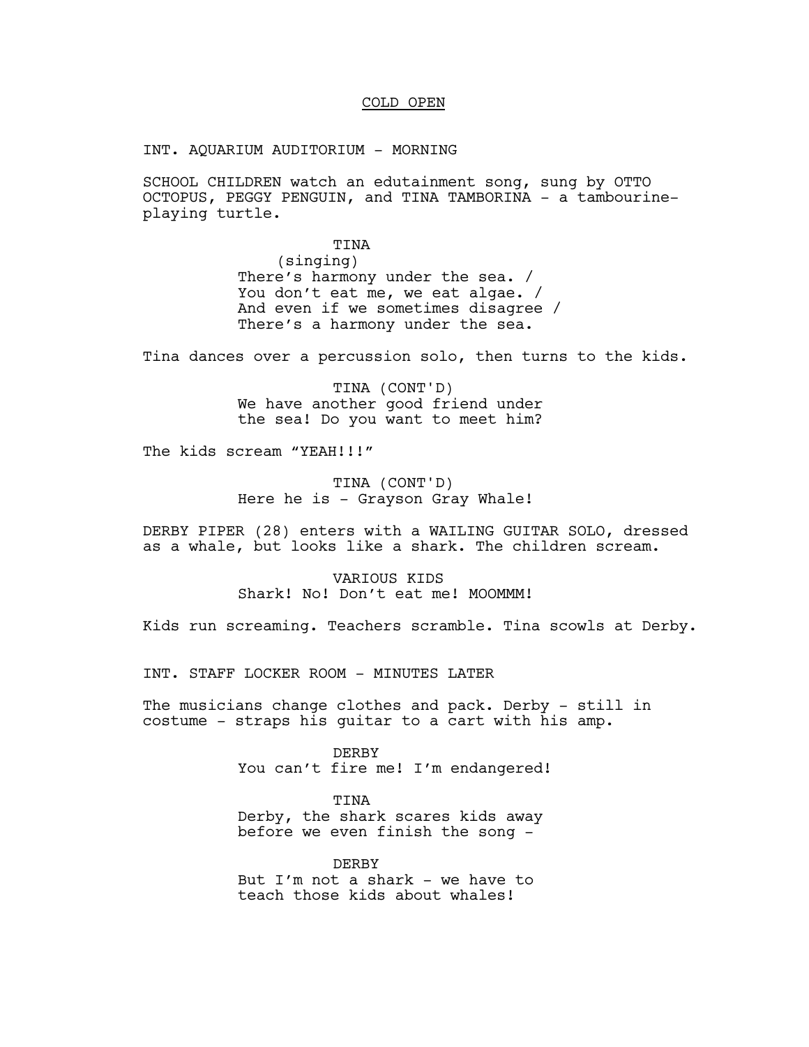COLD OPEN

INT. AQUARIUM AUDITORIUM - MORNING

SCHOOL CHILDREN watch an edutainment song, sung by OTTO OCTOPUS, PEGGY PENGUIN, and TINA TAMBORINA - a tambourine-playing turtle.

TINA
(singing)
There's harmony under the sea. /
You don't eat me, we eat algae. /
And even if we sometimes disagree /
There's a harmony under the sea.

Tina dances over a percussion solo, then turns to the kids.

TINA (CONT'D)
We have another good friend under the sea! Do you want to meet him?

The kids scream "YEAH!!!"

TINA (CONT'D)
Here he is - Grayson Gray Whale!

DERBY PIPER (28) enters with a WAILING GUITAR SOLO, dressed as a whale, but looks like a shark. The children scream.

VARIOUS KIDS
Shark! No! Don't eat me! MOOMMM!

Kids run screaming. Teachers scramble. Tina scowls at Derby.

INT. STAFF LOCKER ROOM - MINUTES LATER

The musicians change clothes and pack. Derby - still in costume - straps his guitar to a cart with his amp.

DERBY
You can't fire me! I'm endangered!

TINA
Derby, the shark scares kids away before we even finish the song -

DERBY
But I'm not a shark - we have to teach those kids about whales!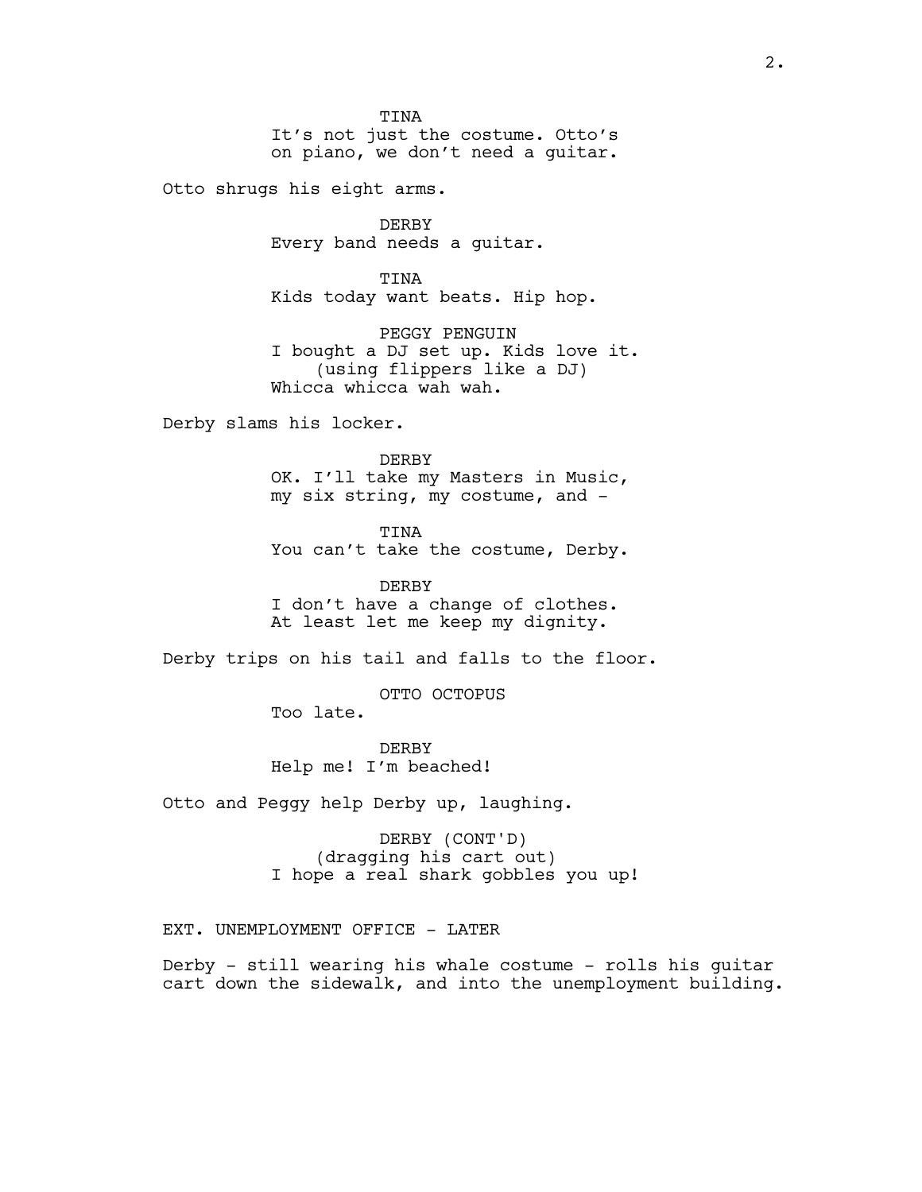TINA
It's not just the costume. Otto's on piano, we don't need a guitar.

Otto shrugs his eight arms.

DERBY
Every band needs a guitar.

TINA
Kids today want beats. Hip hop.

PEGGY PENGUIN
I bought a DJ set up. Kids love it.
(using flippers like a DJ)
Whicca whicca wah wah.

Derby slams his locker.

DERBY
OK. I'll take my Masters in Music, my six string, my costume, and -

TINA
You can't take the costume, Derby.

DERBY
I don't have a change of clothes. At least let me keep my dignity.

Derby trips on his tail and falls to the floor.

OTTO OCTOPUS
Too late.

DERBY
Help me! I'm beached!

Otto and Peggy help Derby up, laughing.

DERBY (CONT'D)
(dragging his cart out)
I hope a real shark gobbles you up!

EXT. UNEMPLOYMENT OFFICE - LATER

Derby - still wearing his whale costume - rolls his guitar cart down the sidewalk, and into the unemployment building.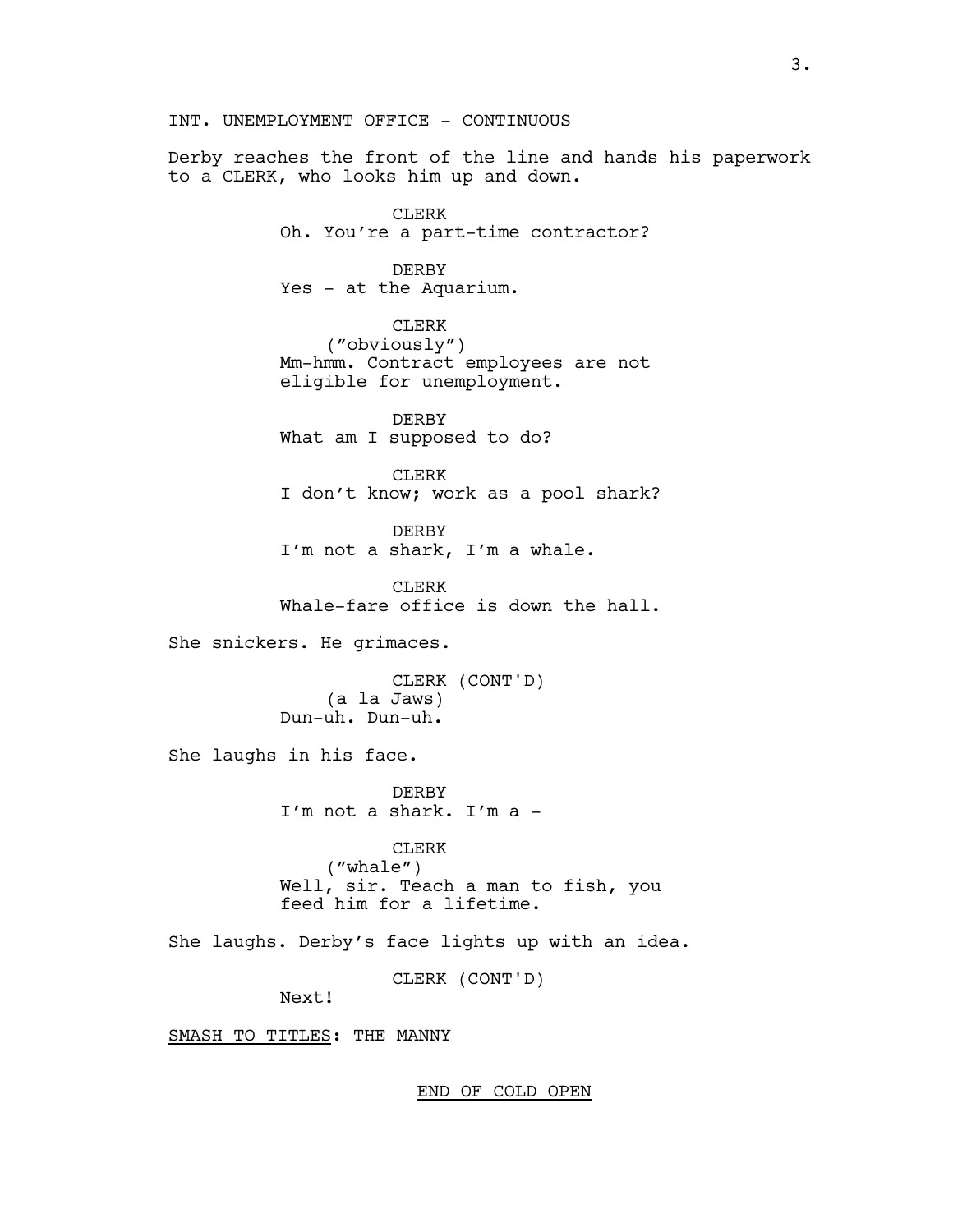INT. UNEMPLOYMENT OFFICE - CONTINUOUS

Derby reaches the front of the line and hands his paperwork to a CLERK, who looks him up and down.

CLERK
Oh. You're a part-time contractor?

DERBY
Yes - at the Aquarium.

CLERK
("obviously")
Mm-hmm. Contract employees are not eligible for unemployment.

DERBY
What am I supposed to do?

CLERK
I don't know; work as a pool shark?

DERBY
I'm not a shark, I'm a whale.

CLERK
Whale-fare office is down the hall.

She snickers. He grimaces.

CLERK (CONT'D)
(a la Jaws)
Dun-uh. Dun-uh.

She laughs in his face.

DERBY
I'm not a shark. I'm a -

CLERK
("whale")
Well, sir. Teach a man to fish, you feed him for a lifetime.

She laughs. Derby's face lights up with an idea.

CLERK (CONT'D)
Next!

<u>SMASH TO TITLES</u>: THE MANNY

<u>END OF COLD OPEN</u>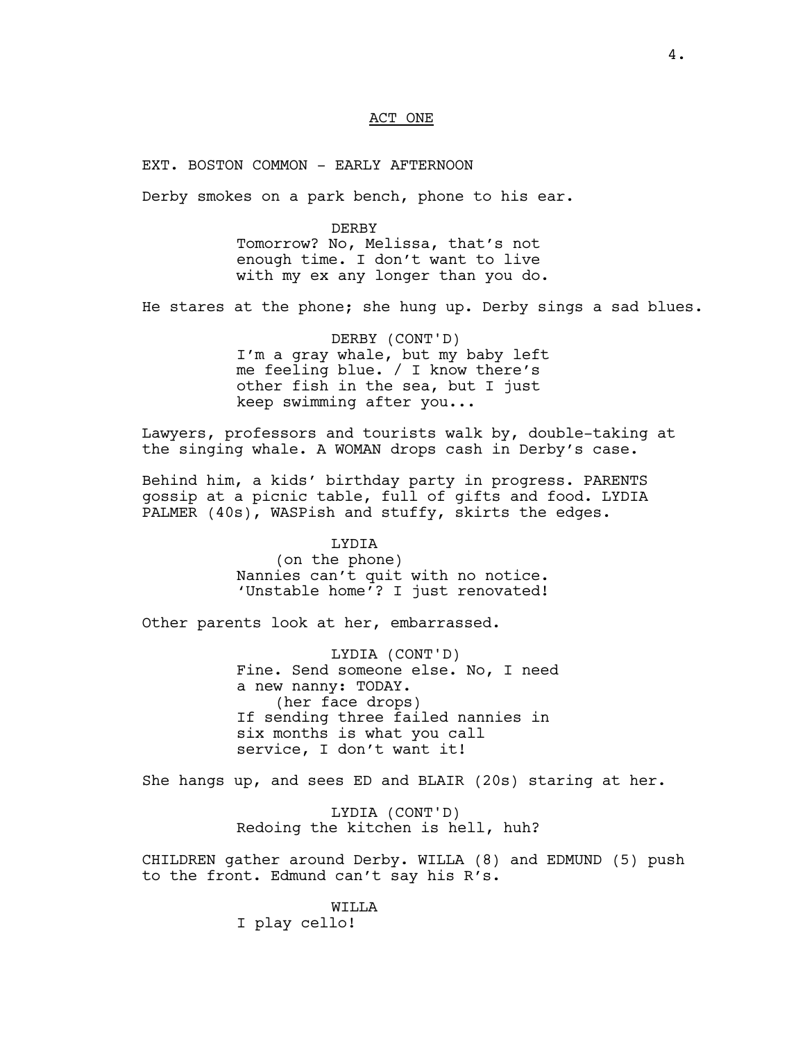## ACT ONE

EXT. BOSTON COMMON - EARLY AFTERNOON

Derby smokes on a park bench, phone to his ear.

DERBY
Tomorrow? No, Melissa, that's not enough time. I don't want to live with my ex any longer than you do.

He stares at the phone; she hung up. Derby sings a sad blues.

DERBY (CONT'D)
I'm a gray whale, but my baby left me feeling blue. / I know there's other fish in the sea, but I just keep swimming after you...

Lawyers, professors and tourists walk by, double-taking at the singing whale. A WOMAN drops cash in Derby's case.

Behind him, a kids' birthday party in progress. PARENTS gossip at a picnic table, full of gifts and food. LYDIA PALMER (40s), WASPish and stuffy, skirts the edges.

LYDIA
(on the phone)
Nannies can't quit with no notice. 'Unstable home'? I just renovated!

Other parents look at her, embarrassed.

LYDIA (CONT'D)
Fine. Send someone else. No, I need a new nanny: TODAY.
(her face drops)
If sending three failed nannies in six months is what you call service, I don't want it!

She hangs up, and sees ED and BLAIR (20s) staring at her.

LYDIA (CONT'D)
Redoing the kitchen is hell, huh?

CHILDREN gather around Derby. WILLA (8) and EDMUND (5) push to the front. Edmund can't say his R's.

WILLA
I play cello!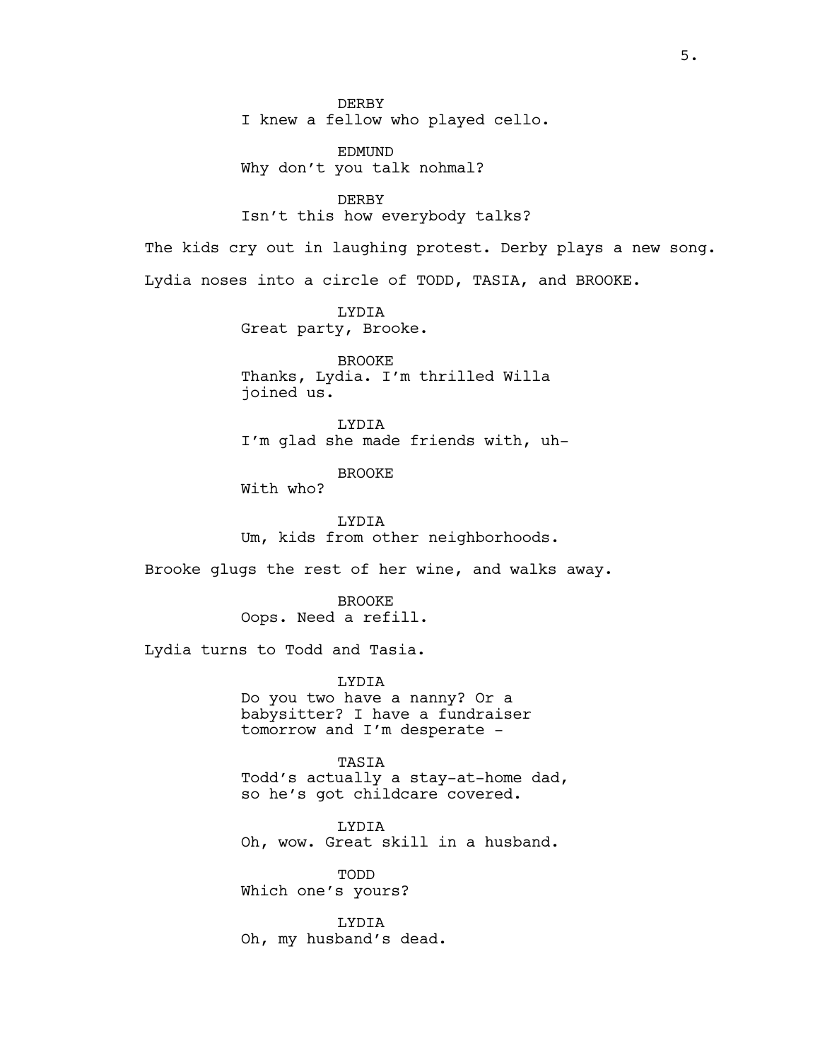DERBY
I knew a fellow who played cello.

EDMUND
Why don't you talk nohmal?

DERBY
Isn't this how everybody talks?

The kids cry out in laughing protest. Derby plays a new song.

Lydia noses into a circle of TODD, TASIA, and BROOKE.

LYDIA
Great party, Brooke.

BROOKE
Thanks, Lydia. I'm thrilled Willa joined us.

LYDIA
I'm glad she made friends with, uh-

BROOKE
With who?

LYDIA
Um, kids from other neighborhoods.

Brooke glugs the rest of her wine, and walks away.

BROOKE
Oops. Need a refill.

Lydia turns to Todd and Tasia.

LYDIA
Do you two have a nanny? Or a babysitter? I have a fundraiser tomorrow and I'm desperate -

TASIA
Todd's actually a stay-at-home dad, so he's got childcare covered.

LYDIA
Oh, wow. Great skill in a husband.

TODD
Which one's yours?

LYDIA
Oh, my husband's dead.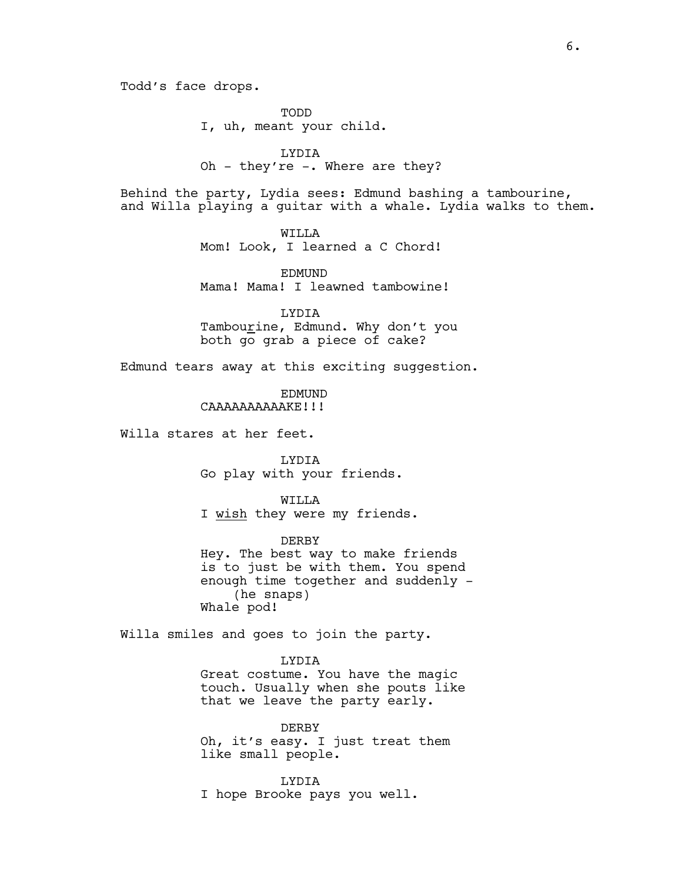Todd's face drops.

TODD
I, uh, meant your child.

LYDIA
Oh - they're -. Where are they?

Behind the party, Lydia sees: Edmund bashing a tambourine, and Willa playing a guitar with a whale. Lydia walks to them.

WILLA
Mom! Look, I learned a C Chord!

EDMUND
Mama! Mama! I leawned tambowine!

LYDIA
Tambou<u>r</u>ine, Edmund. Why don't you both go grab a piece of cake?

Edmund tears away at this exciting suggestion.

EDMUND
CAAAAAAAAAAKE!!!

Willa stares at her feet.

LYDIA
Go play with your friends.

WILLA
I <u>wish</u> they were my friends.

DERBY
Hey. The best way to make friends is to just be with them. You spend enough time together and suddenly -
(he snaps)
Whale pod!

Willa smiles and goes to join the party.

LYDIA
Great costume. You have the magic touch. Usually when she pouts like that we leave the party early.

DERBY
Oh, it's easy. I just treat them like small people.

LYDIA
I hope Brooke pays you well.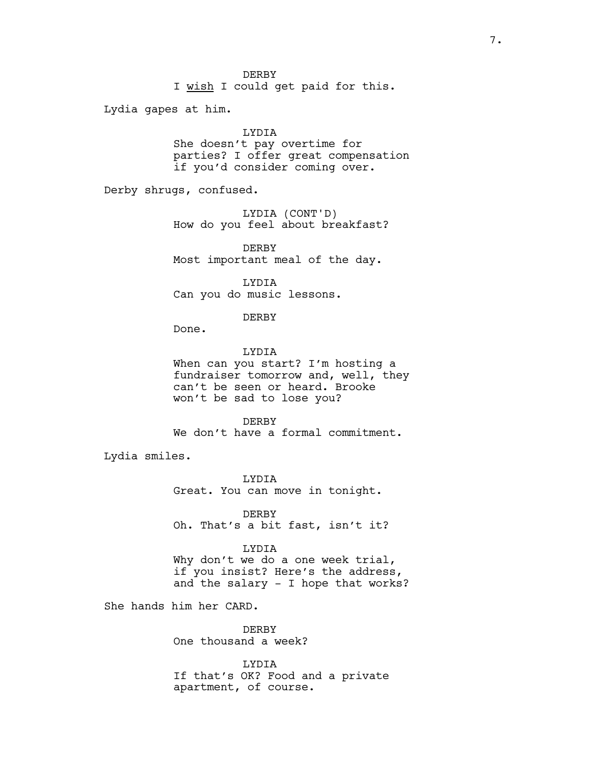DERBY
I _wish_ I could get paid for this.

Lydia gapes at him.

LYDIA
She doesn't pay overtime for parties? I offer great compensation if you'd consider coming over.

Derby shrugs, confused.

LYDIA (CONT'D)
How do you feel about breakfast?

DERBY
Most important meal of the day.

LYDIA
Can you do music lessons.

DERBY
Done.

LYDIA
When can you start? I'm hosting a fundraiser tomorrow and, well, they can't be seen or heard. Brooke won't be sad to lose you?

DERBY
We don't have a formal commitment.

Lydia smiles.

LYDIA
Great. You can move in tonight.

DERBY
Oh. That's a bit fast, isn't it?

LYDIA
Why don't we do a one week trial, if you insist? Here's the address, and the salary - I hope that works?

She hands him her CARD.

DERBY
One thousand a week?

LYDIA
If that's OK? Food and a private apartment, of course.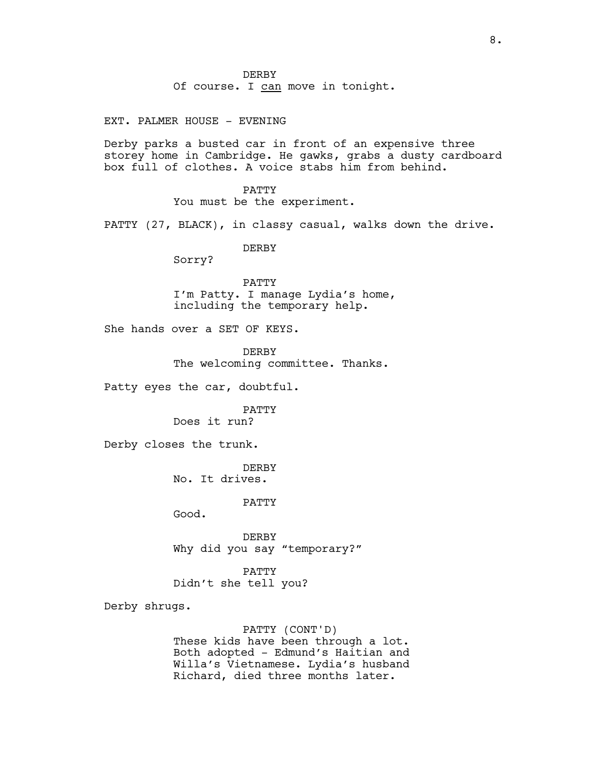DERBY
Of course. I <u>can</u> move in tonight.

EXT. PALMER HOUSE - EVENING

Derby parks a busted car in front of an expensive three storey home in Cambridge. He gawks, grabs a dusty cardboard box full of clothes. A voice stabs him from behind.

PATTY
You must be the experiment.

PATTY (27, BLACK), in classy casual, walks down the drive.

DERBY
Sorry?

PATTY
I'm Patty. I manage Lydia's home, including the temporary help.

She hands over a SET OF KEYS.

DERBY
The welcoming committee. Thanks.

Patty eyes the car, doubtful.

PATTY
Does it run?

Derby closes the trunk.

DERBY
No. It drives.

PATTY
Good.

DERBY
Why did you say "temporary?"

PATTY
Didn't she tell you?

Derby shrugs.

PATTY (CONT'D)
These kids have been through a lot. Both adopted - Edmund's Haitian and Willa's Vietnamese. Lydia's husband Richard, died three months later.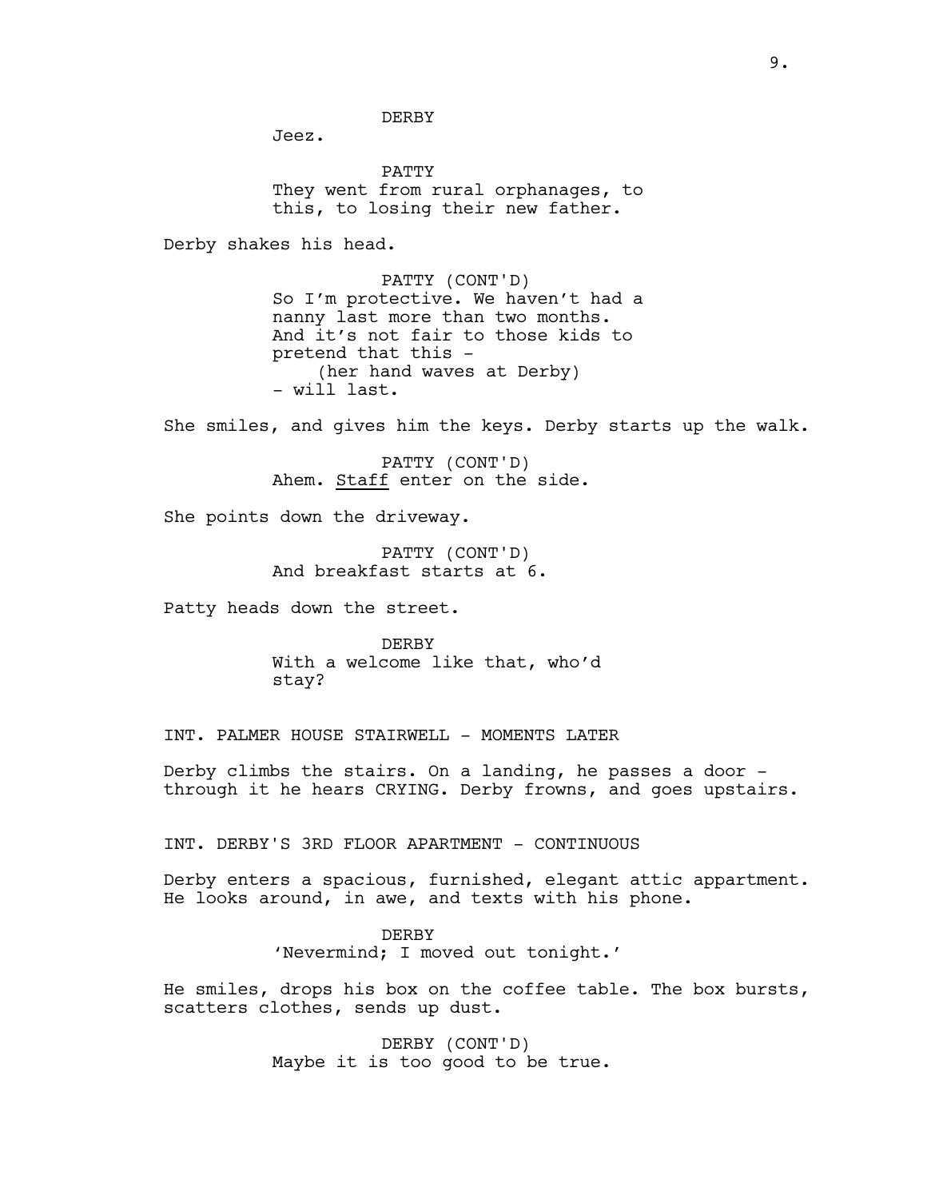DERBY

Jeez.

PATTY

They went from rural orphanages, to this, to losing their new father.

Derby shakes his head.

PATTY (CONT'D)

So I'm protective. We haven't had a nanny last more than two months. And it's not fair to those kids to pretend that this -

(her hand waves at Derby)

- will last.

She smiles, and gives him the keys. Derby starts up the walk.

PATTY (CONT'D)

Ahem. <u>Staff</u> enter on the side.

She points down the driveway.

PATTY (CONT'D)

And breakfast starts at 6.

Patty heads down the street.

DERBY

With a welcome like that, who'd stay?

INT. PALMER HOUSE STAIRWELL - MOMENTS LATER

Derby climbs the stairs. On a landing, he passes a door - through it he hears CRYING. Derby frowns, and goes upstairs.

INT. DERBY'S 3RD FLOOR APARTMENT - CONTINUOUS

Derby enters a spacious, furnished, elegant attic appartment. He looks around, in awe, and texts with his phone.

DERBY

'Nevermind; I moved out tonight.'

He smiles, drops his box on the coffee table. The box bursts, scatters clothes, sends up dust.

DERBY (CONT'D)

Maybe it is too good to be true.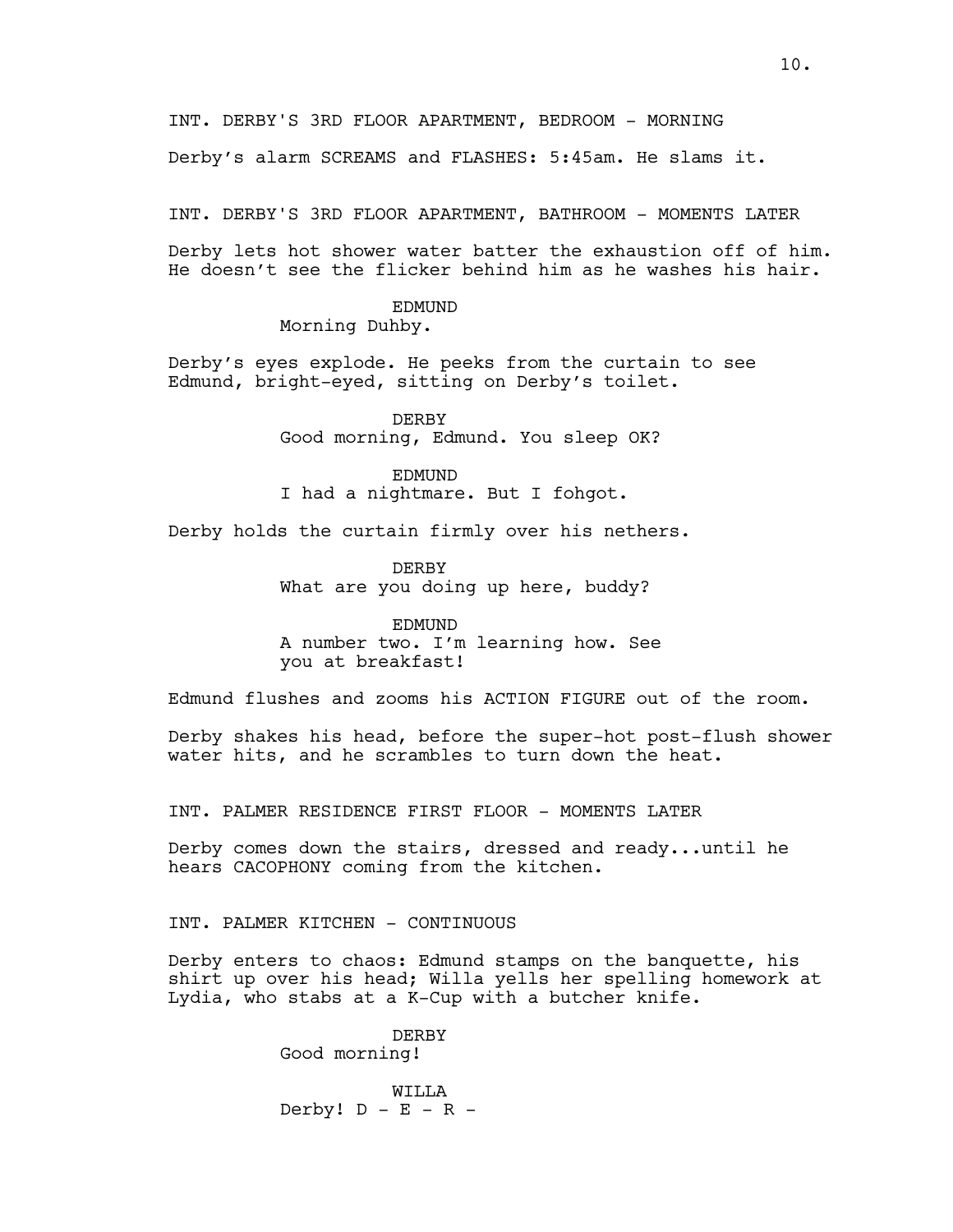INT. DERBY'S 3RD FLOOR APARTMENT, BEDROOM - MORNING

Derby's alarm SCREAMS and FLASHES: 5:45am. He slams it.

INT. DERBY'S 3RD FLOOR APARTMENT, BATHROOM - MOMENTS LATER

Derby lets hot shower water batter the exhaustion off of him. He doesn't see the flicker behind him as he washes his hair.

EDMUND
Morning Duhby.

Derby's eyes explode. He peeks from the curtain to see Edmund, bright-eyed, sitting on Derby's toilet.

DERBY
Good morning, Edmund. You sleep OK?

EDMUND
I had a nightmare. But I fohgot.

Derby holds the curtain firmly over his nethers.

DERBY
What are you doing up here, buddy?

EDMUND
A number two. I'm learning how. See you at breakfast!

Edmund flushes and zooms his ACTION FIGURE out of the room.

Derby shakes his head, before the super-hot post-flush shower water hits, and he scrambles to turn down the heat.

INT. PALMER RESIDENCE FIRST FLOOR - MOMENTS LATER

Derby comes down the stairs, dressed and ready...until he hears CACOPHONY coming from the kitchen.

INT. PALMER KITCHEN - CONTINUOUS

Derby enters to chaos: Edmund stamps on the banquette, his shirt up over his head; Willa yells her spelling homework at Lydia, who stabs at a K-Cup with a butcher knife.

DERBY
Good morning!

WILLA
Derby! D - E - R -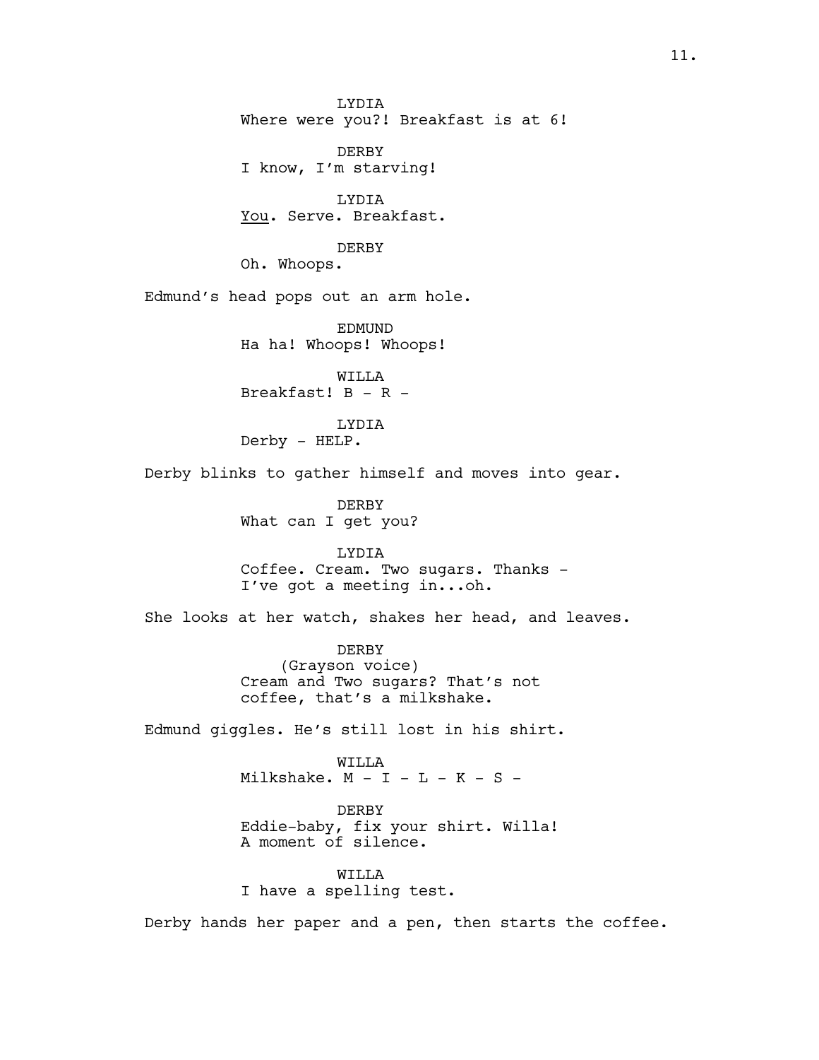LYDIA
Where were you?! Breakfast is at 6!

DERBY
I know, I'm starving!

LYDIA
<u>You</u>. Serve. Breakfast.

DERBY
Oh. Whoops.

Edmund's head pops out an arm hole.

EDMUND
Ha ha! Whoops! Whoops!

WILLA
Breakfast! B - R -

LYDIA
Derby - HELP.

Derby blinks to gather himself and moves into gear.

DERBY
What can I get you?

LYDIA
Coffee. Cream. Two sugars. Thanks -
I've got a meeting in...oh.

She looks at her watch, shakes her head, and leaves.

DERBY
(Grayson voice)
Cream and Two sugars? That's not
coffee, that's a milkshake.

Edmund giggles. He's still lost in his shirt.

WILLA
Milkshake. M - I - L - K - S -

DERBY
Eddie-baby, fix your shirt. Willa!
A moment of silence.

WILLA
I have a spelling test.

Derby hands her paper and a pen, then starts the coffee.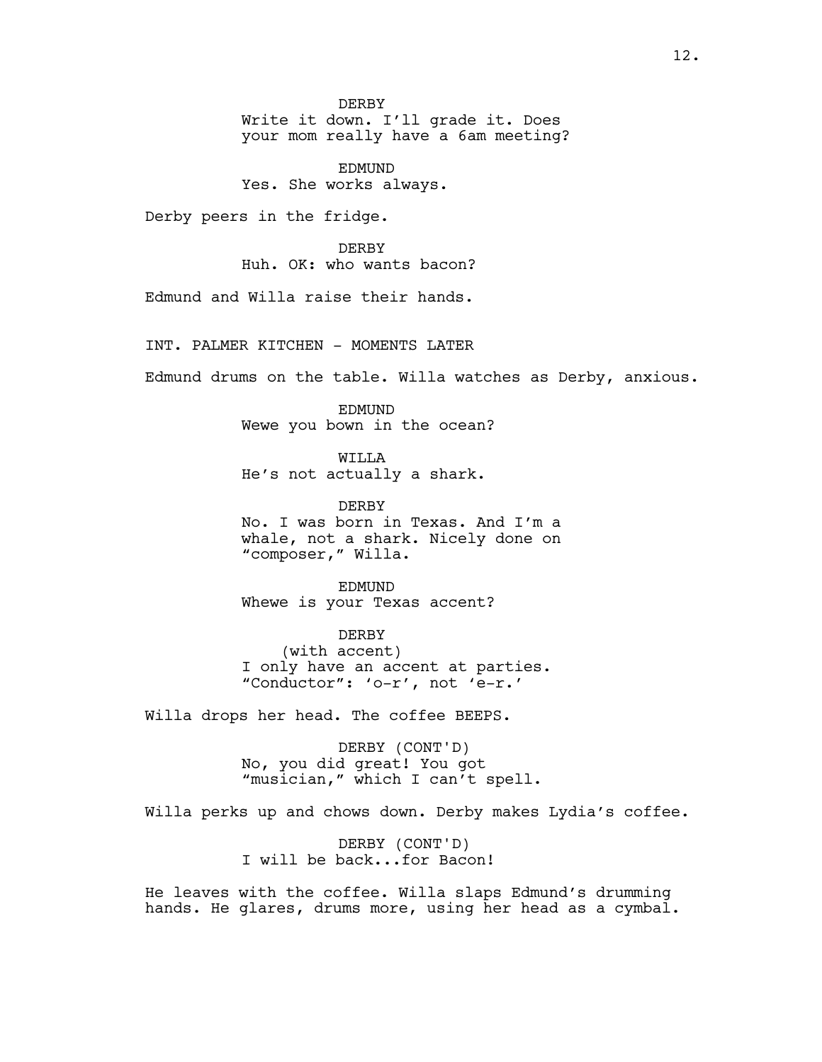DERBY
Write it down. I'll grade it. Does your mom really have a 6am meeting?

EDMUND
Yes. She works always.

Derby peers in the fridge.

DERBY
Huh. OK: who wants bacon?

Edmund and Willa raise their hands.

INT. PALMER KITCHEN - MOMENTS LATER

Edmund drums on the table. Willa watches as Derby, anxious.

EDMUND
Wewe you bown in the ocean?

WILLA
He's not actually a shark.

DERBY
No. I was born in Texas. And I'm a whale, not a shark. Nicely done on "composer," Willa.

EDMUND
Whewe is your Texas accent?

DERBY
(with accent)
I only have an accent at parties. "Conductor": 'o-r', not 'e-r.'

Willa drops her head. The coffee BEEPS.

DERBY (CONT'D)
No, you did great! You got "musician," which I can't spell.

Willa perks up and chows down. Derby makes Lydia's coffee.

DERBY (CONT'D)
I will be back...for Bacon!

He leaves with the coffee. Willa slaps Edmund's drumming hands. He glares, drums more, using her head as a cymbal.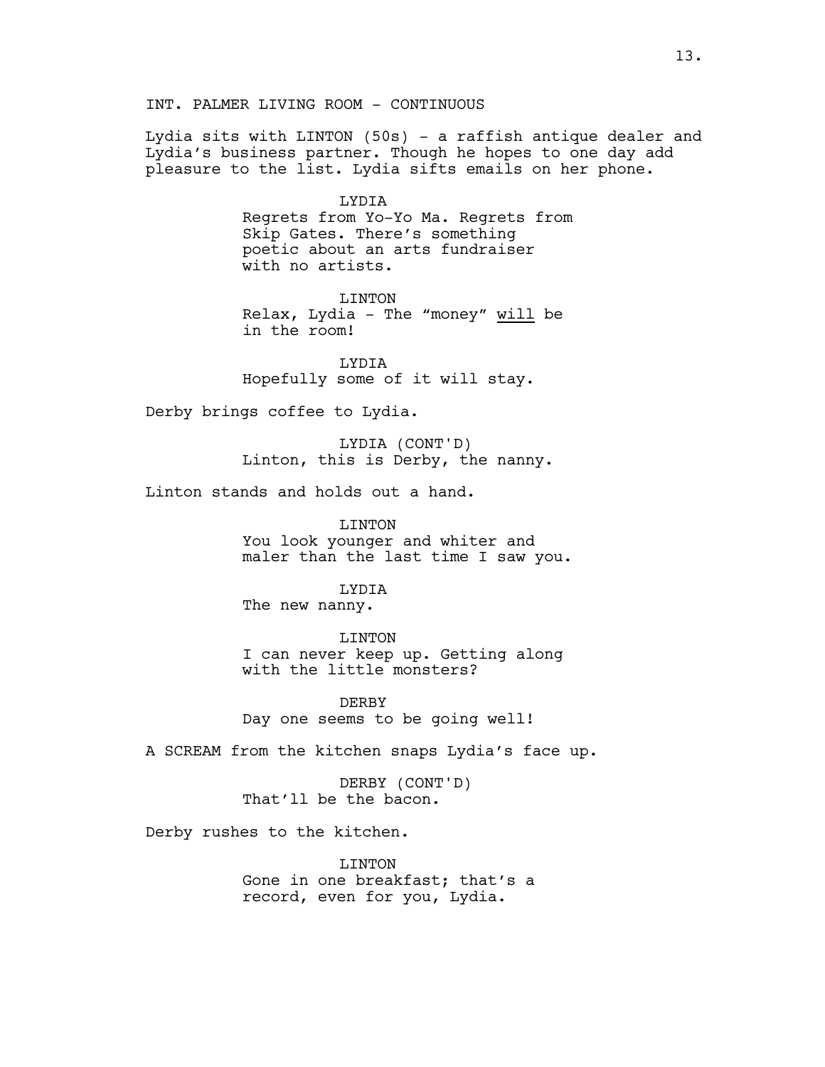INT. PALMER LIVING ROOM - CONTINUOUS

Lydia sits with LINTON (50s) - a raffish antique dealer and Lydia's business partner. Though he hopes to one day add pleasure to the list. Lydia sifts emails on her phone.

LYDIA
Regrets from Yo-Yo Ma. Regrets from Skip Gates. There's something poetic about an arts fundraiser with no artists.

LINTON
Relax, Lydia - The "money" <u>will</u> be in the room!

LYDIA
Hopefully some of it will stay.

Derby brings coffee to Lydia.

LYDIA (CONT'D)
Linton, this is Derby, the nanny.

Linton stands and holds out a hand.

LINTON
You look younger and whiter and maler than the last time I saw you.

LYDIA
The new nanny.

LINTON
I can never keep up. Getting along with the little monsters?

DERBY
Day one seems to be going well!

A SCREAM from the kitchen snaps Lydia's face up.

DERBY (CONT'D)
That'll be the bacon.

Derby rushes to the kitchen.

LINTON
Gone in one breakfast; that's a record, even for you, Lydia.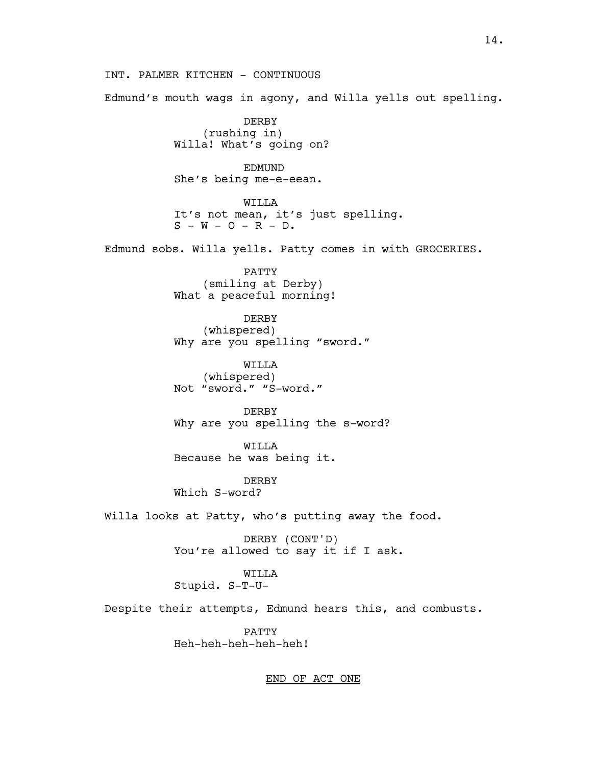INT. PALMER KITCHEN - CONTINUOUS

Edmund's mouth wags in agony, and Willa yells out spelling.

DERBY
(rushing in)
Willa! What's going on?

EDMUND
She's being me-e-eean.

WILLA
It's not mean, it's just spelling.
S - W - O - R - D.

Edmund sobs. Willa yells. Patty comes in with GROCERIES.

PATTY
(smiling at Derby)
What a peaceful morning!

DERBY
(whispered)
Why are you spelling "sword."

WILLA
(whispered)
Not "sword." "S-word."

DERBY
Why are you spelling the s-word?

WILLA
Because he was being it.

DERBY
Which S-word?

Willa looks at Patty, who's putting away the food.

DERBY (CONT'D)
You're allowed to say it if I ask.

WILLA
Stupid. S-T-U-

Despite their attempts, Edmund hears this, and combusts.

PATTY
Heh-heh-heh-heh-heh!

END OF ACT ONE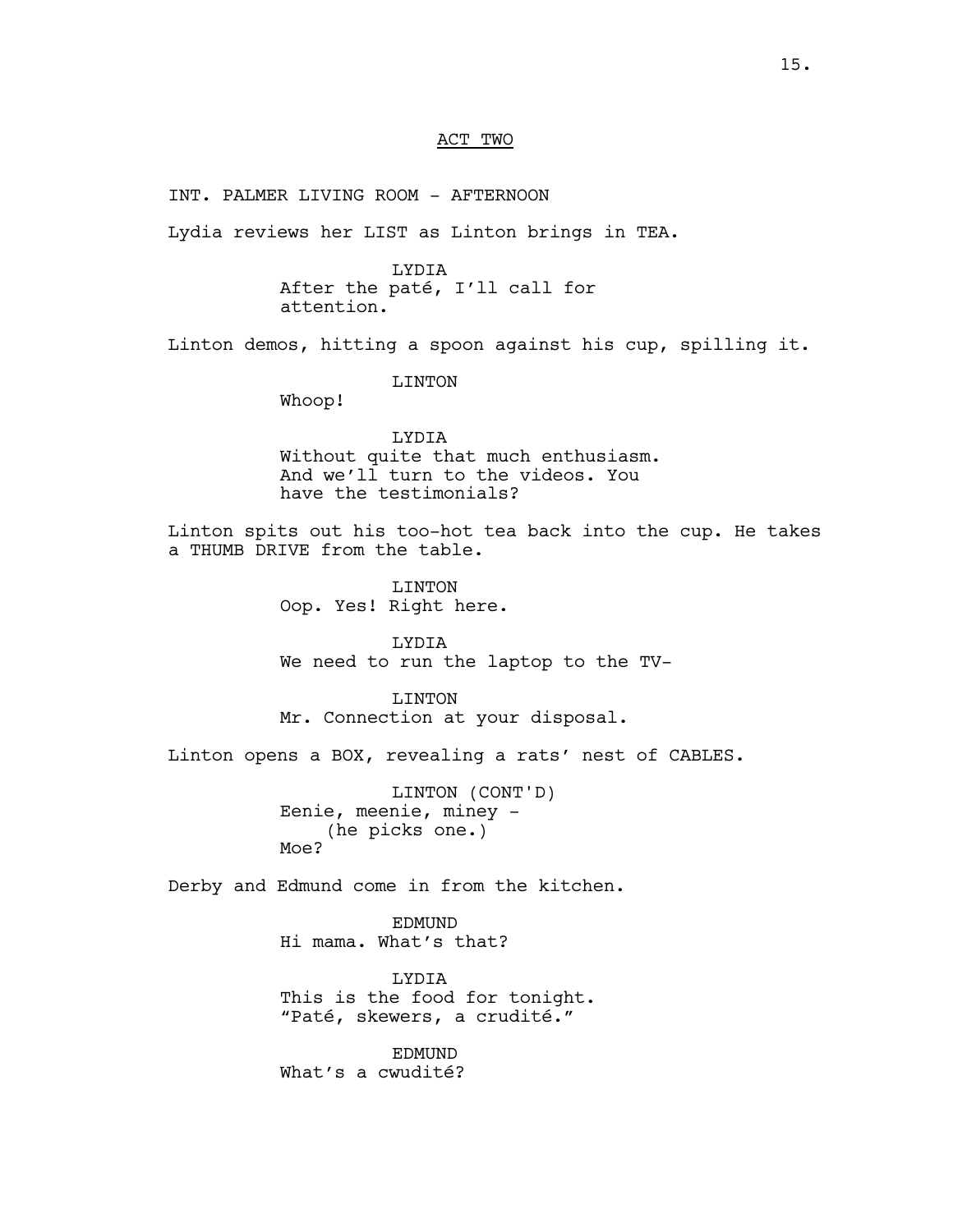ACT TWO

INT. PALMER LIVING ROOM - AFTERNOON

Lydia reviews her LIST as Linton brings in TEA.

LYDIA
After the paté, I'll call for attention.

Linton demos, hitting a spoon against his cup, spilling it.

LINTON
Whoop!

LYDIA
Without quite that much enthusiasm. And we'll turn to the videos. You have the testimonials?

Linton spits out his too-hot tea back into the cup. He takes a THUMB DRIVE from the table.

LINTON
Oop. Yes! Right here.

LYDIA
We need to run the laptop to the TV-

LINTON
Mr. Connection at your disposal.

Linton opens a BOX, revealing a rats' nest of CABLES.

LINTON (CONT'D)
Eenie, meenie, miney -
(he picks one.)
Moe?

Derby and Edmund come in from the kitchen.

EDMUND
Hi mama. What's that?

LYDIA
This is the food for tonight. "Paté, skewers, a crudité."

EDMUND
What's a cwudité?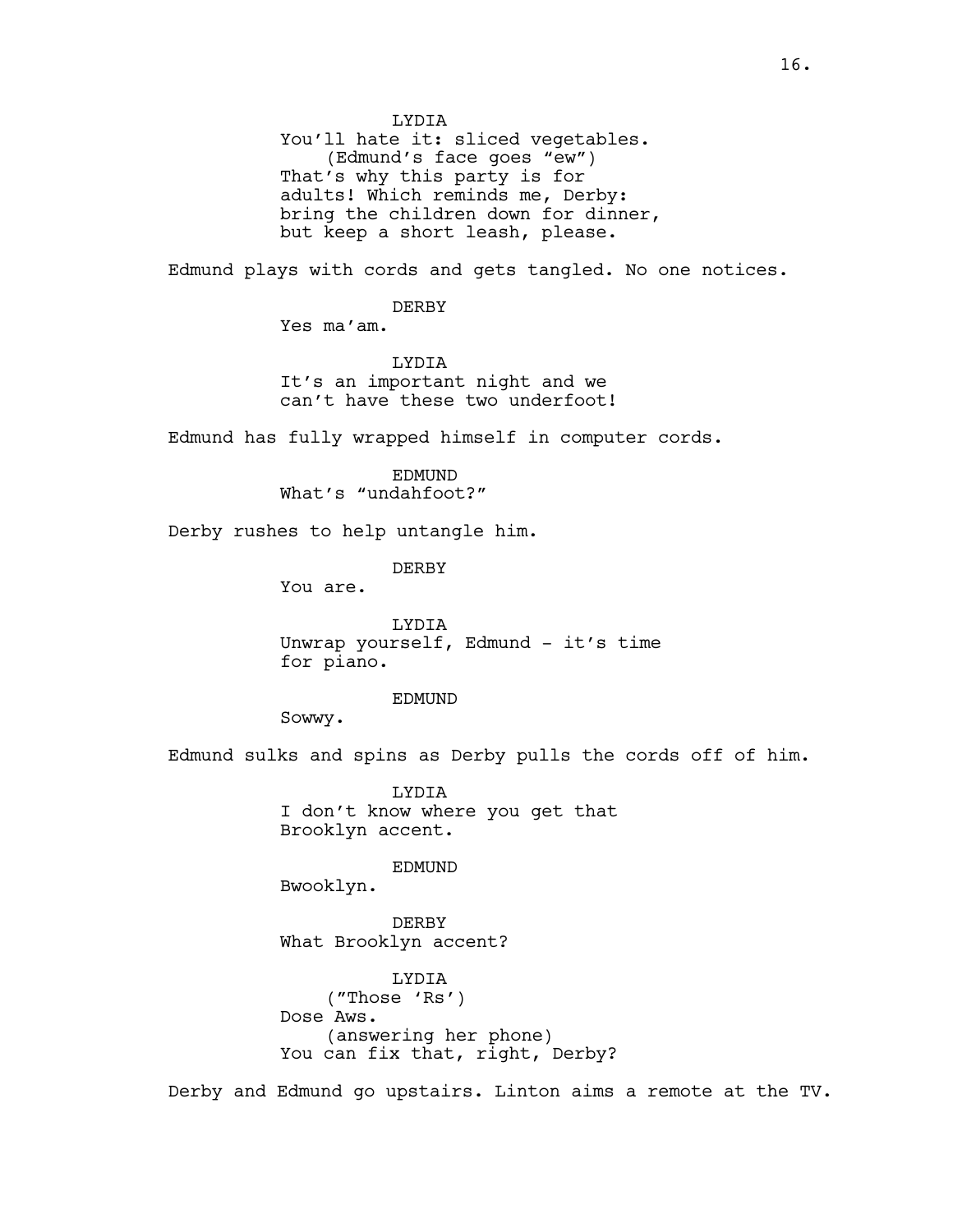LYDIA
You'll hate it: sliced vegetables.
(Edmund's face goes "ew")
That's why this party is for adults! Which reminds me, Derby: bring the children down for dinner, but keep a short leash, please.

Edmund plays with cords and gets tangled. No one notices.

DERBY
Yes ma'am.

LYDIA
It's an important night and we can't have these two underfoot!

Edmund has fully wrapped himself in computer cords.

EDMUND
What's "undahfoot?"

Derby rushes to help untangle him.

DERBY
You are.

LYDIA
Unwrap yourself, Edmund - it's time for piano.

EDMUND
Sowwy.

Edmund sulks and spins as Derby pulls the cords off of him.

LYDIA
I don't know where you get that Brooklyn accent.

EDMUND
Bwooklyn.

DERBY
What Brooklyn accent?

LYDIA
("Those 'Rs')
Dose Aws.
(answering her phone)
You can fix that, right, Derby?

Derby and Edmund go upstairs. Linton aims a remote at the TV.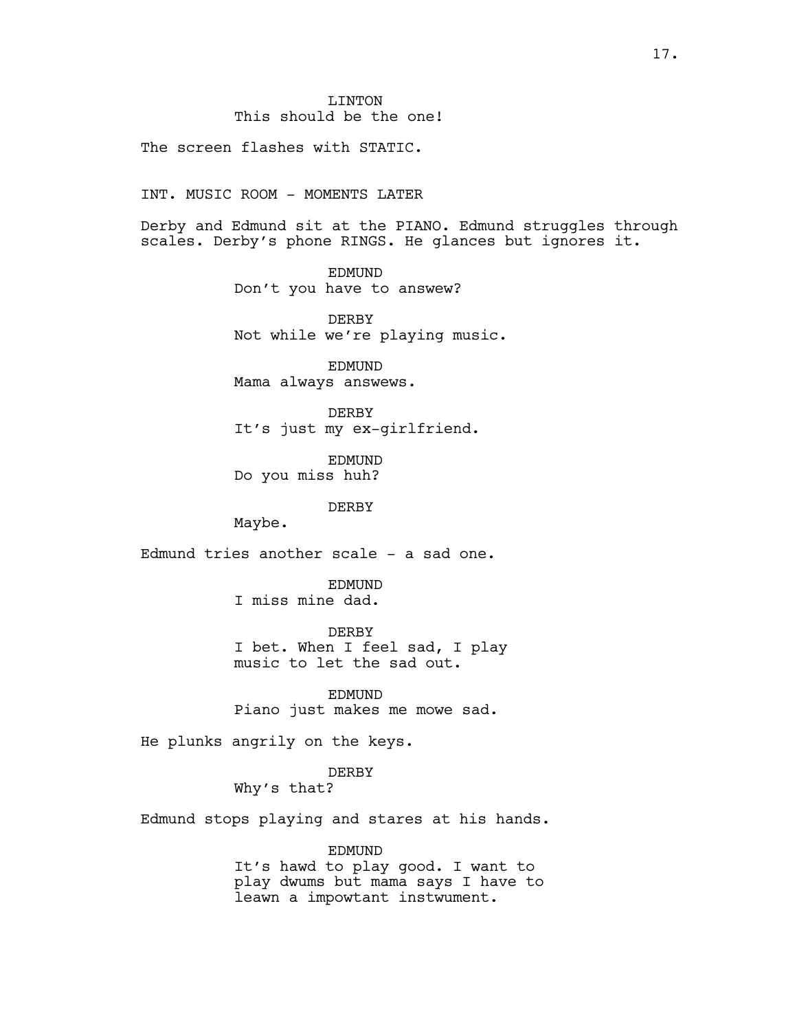LINTON
This should be the one!

The screen flashes with STATIC.

INT. MUSIC ROOM - MOMENTS LATER

Derby and Edmund sit at the PIANO. Edmund struggles through scales. Derby's phone RINGS. He glances but ignores it.

EDMUND
Don't you have to answew?

DERBY
Not while we're playing music.

EDMUND
Mama always answews.

DERBY
It's just my ex-girlfriend.

EDMUND
Do you miss huh?

DERBY
Maybe.

Edmund tries another scale - a sad one.

EDMUND
I miss mine dad.

DERBY
I bet. When I feel sad, I play music to let the sad out.

EDMUND
Piano just makes me mowe sad.

He plunks angrily on the keys.

DERBY
Why's that?

Edmund stops playing and stares at his hands.

EDMUND
It's hawd to play good. I want to play dwums but mama says I have to leawn a impowtant instwument.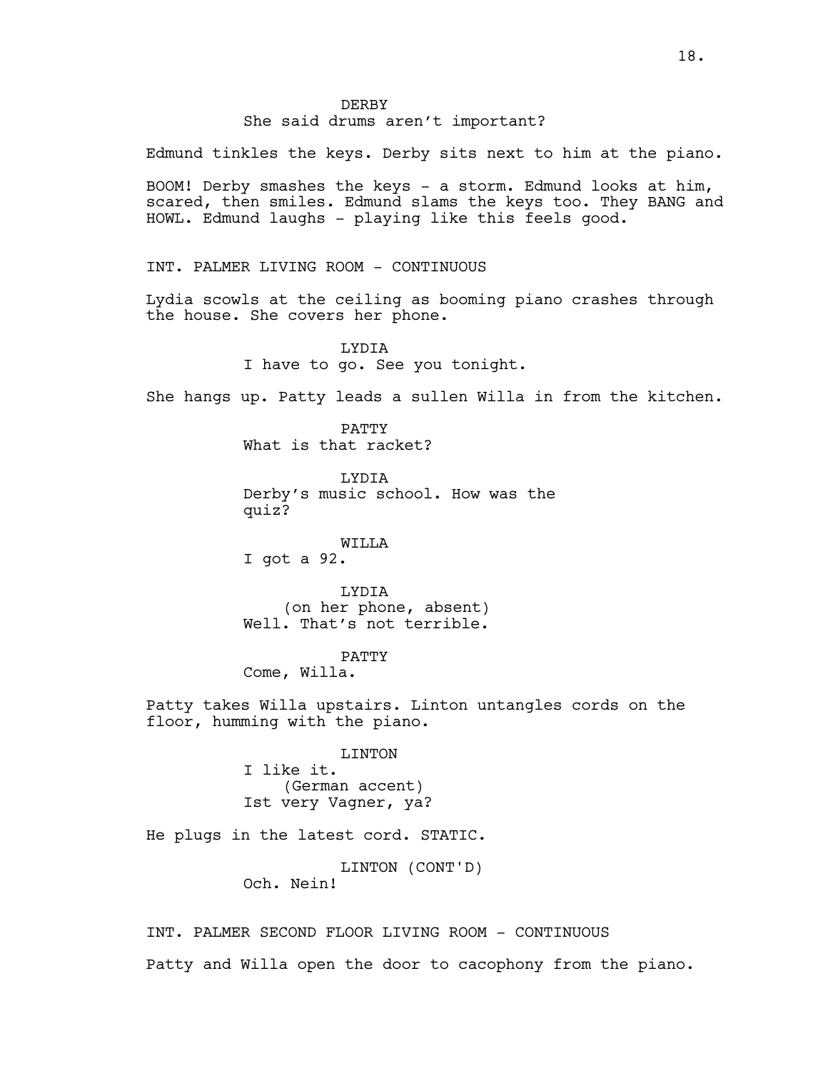DERBY
She said drums aren't important?

Edmund tinkles the keys. Derby sits next to him at the piano.

BOOM! Derby smashes the keys - a storm. Edmund looks at him, scared, then smiles. Edmund slams the keys too. They BANG and HOWL. Edmund laughs - playing like this feels good.

INT. PALMER LIVING ROOM - CONTINUOUS

Lydia scowls at the ceiling as booming piano crashes through the house. She covers her phone.

LYDIA
I have to go. See you tonight.

She hangs up. Patty leads a sullen Willa in from the kitchen.

PATTY
What is that racket?

LYDIA
Derby's music school. How was the quiz?

WILLA
I got a 92.

LYDIA
(on her phone, absent)
Well. That's not terrible.

PATTY
Come, Willa.

Patty takes Willa upstairs. Linton untangles cords on the floor, humming with the piano.

LINTON
I like it.
(German accent)
Ist very Vagner, ya?

He plugs in the latest cord. STATIC.

LINTON (CONT'D)
Och. Nein!

INT. PALMER SECOND FLOOR LIVING ROOM - CONTINUOUS

Patty and Willa open the door to cacophony from the piano.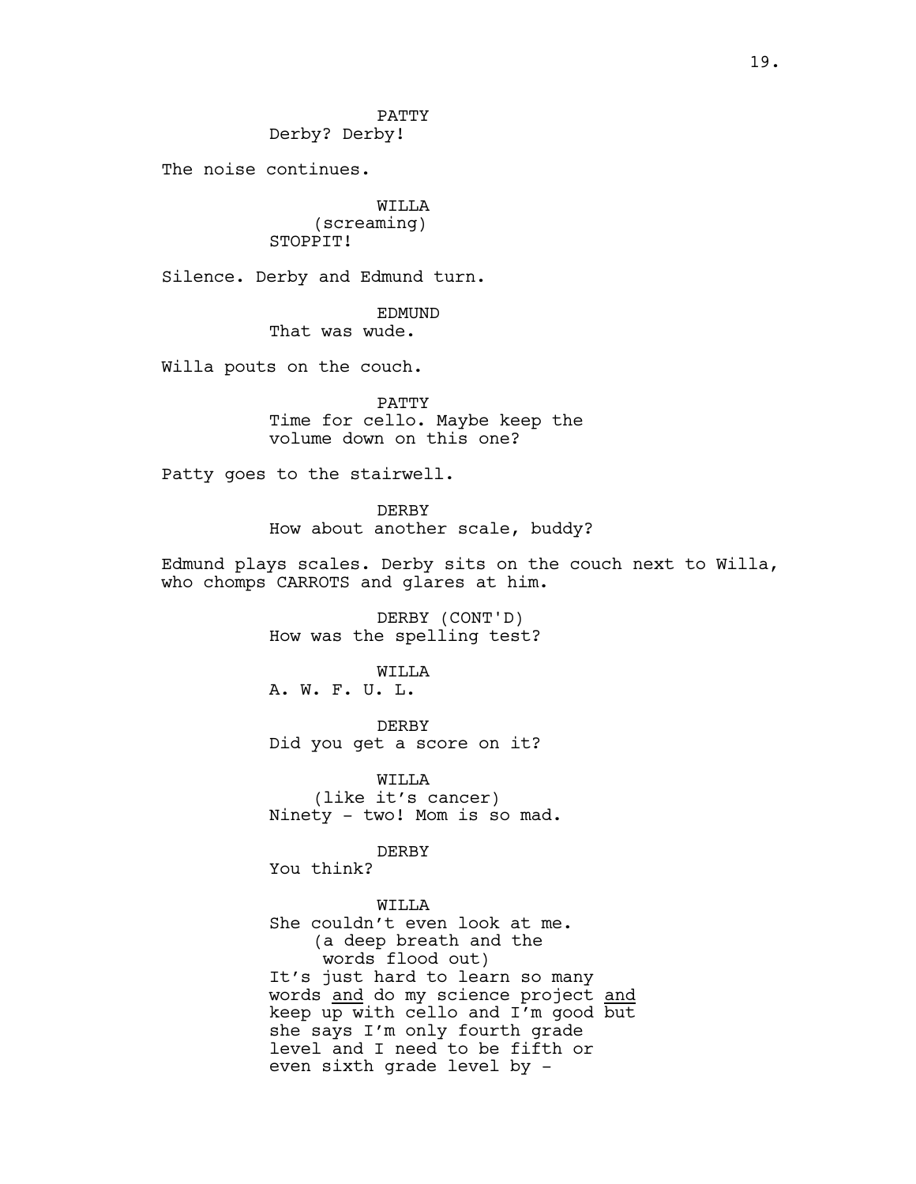PATTY
Derby? Derby!

The noise continues.

WILLA
(screaming)
STOPPIT!

Silence. Derby and Edmund turn.

EDMUND
That was wude.

Willa pouts on the couch.

PATTY
Time for cello. Maybe keep the volume down on this one?

Patty goes to the stairwell.

DERBY
How about another scale, buddy?

Edmund plays scales. Derby sits on the couch next to Willa, who chomps CARROTS and glares at him.

DERBY (CONT'D)
How was the spelling test?

WILLA
A. W. F. U. L.

DERBY
Did you get a score on it?

WILLA
(like it's cancer)
Ninety - two! Mom is so mad.

DERBY
You think?

WILLA
She couldn't even look at me.
(a deep breath and the words flood out)
It's just hard to learn so many words <u>and</u> do my science project <u>and</u> keep up with cello and I'm good but she says I'm only fourth grade level and I need to be fifth or even sixth grade level by -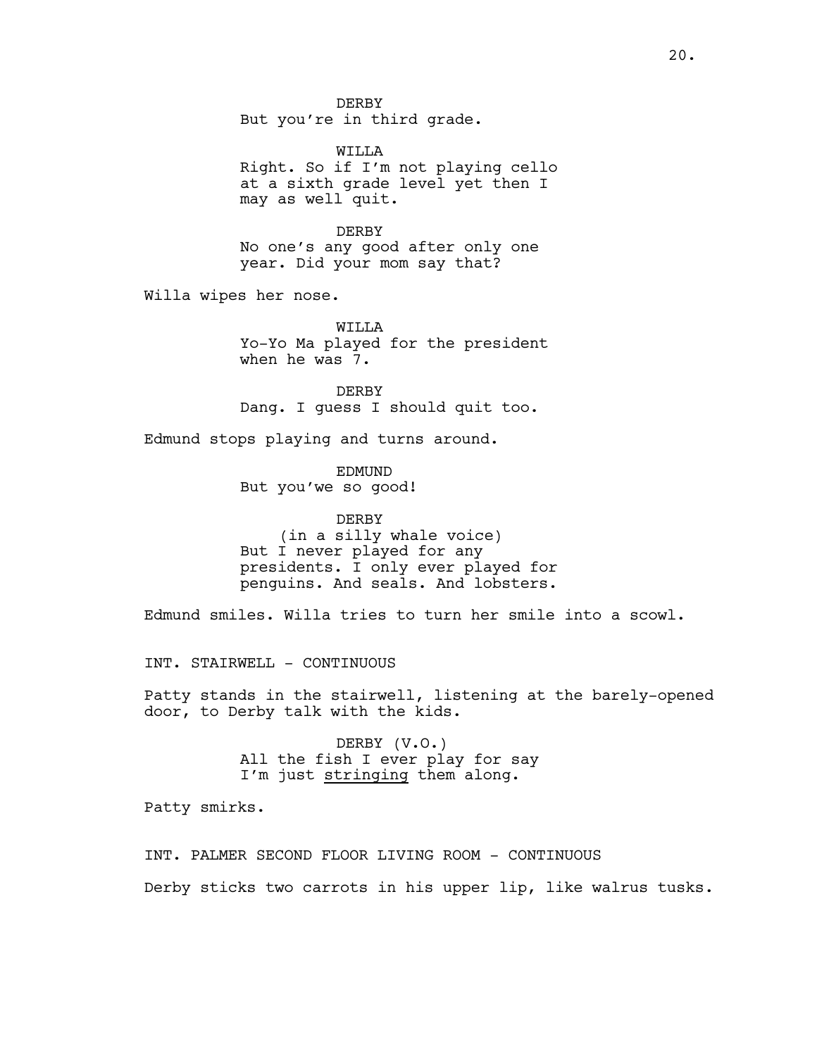DERBY
But you're in third grade.

WILLA
Right. So if I'm not playing cello at a sixth grade level yet then I may as well quit.

DERBY
No one's any good after only one year. Did your mom say that?

Willa wipes her nose.

WILLA
Yo-Yo Ma played for the president when he was 7.

DERBY
Dang. I guess I should quit too.

Edmund stops playing and turns around.

EDMUND
But you'we so good!

DERBY
(in a silly whale voice)
But I never played for any presidents. I only ever played for penguins. And seals. And lobsters.

Edmund smiles. Willa tries to turn her smile into a scowl.

INT. STAIRWELL - CONTINUOUS

Patty stands in the stairwell, listening at the barely-opened door, to Derby talk with the kids.

DERBY (V.O.)
All the fish I ever play for say I'm just <u>stringing</u> them along.

Patty smirks.

INT. PALMER SECOND FLOOR LIVING ROOM - CONTINUOUS

Derby sticks two carrots in his upper lip, like walrus tusks.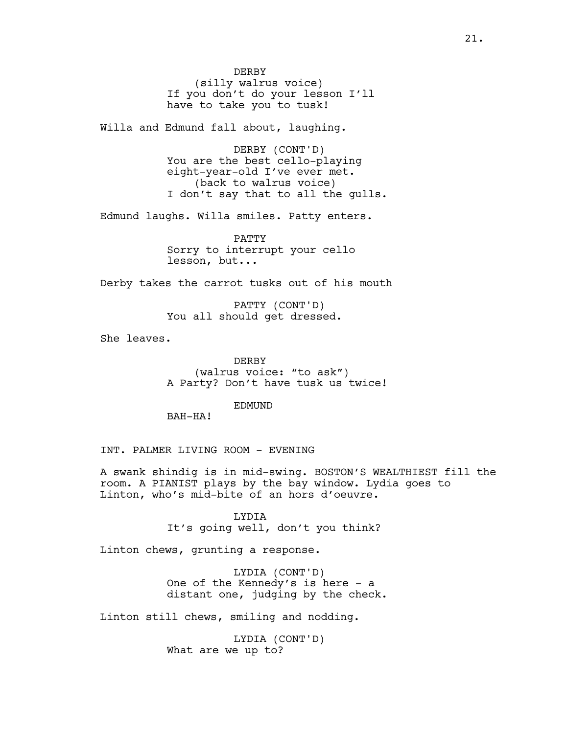DERBY
(silly walrus voice)
If you don't do your lesson I'll have to take you to tusk!

Willa and Edmund fall about, laughing.

DERBY (CONT'D)
You are the best cello-playing eight-year-old I've ever met.
(back to walrus voice)
I don't say that to all the gulls.

Edmund laughs. Willa smiles. Patty enters.

PATTY
Sorry to interrupt your cello lesson, but...

Derby takes the carrot tusks out of his mouth

PATTY (CONT'D)
You all should get dressed.

She leaves.

DERBY
(walrus voice: "to ask")
A Party? Don't have tusk us twice!

EDMUND
BAH-HA!

INT. PALMER LIVING ROOM - EVENING

A swank shindig is in mid-swing. BOSTON'S WEALTHIEST fill the room. A PIANIST plays by the bay window. Lydia goes to Linton, who's mid-bite of an hors d'oeuvre.

LYDIA
It's going well, don't you think?

Linton chews, grunting a response.

LYDIA (CONT'D)
One of the Kennedy's is here - a distant one, judging by the check.

Linton still chews, smiling and nodding.

LYDIA (CONT'D)
What are we up to?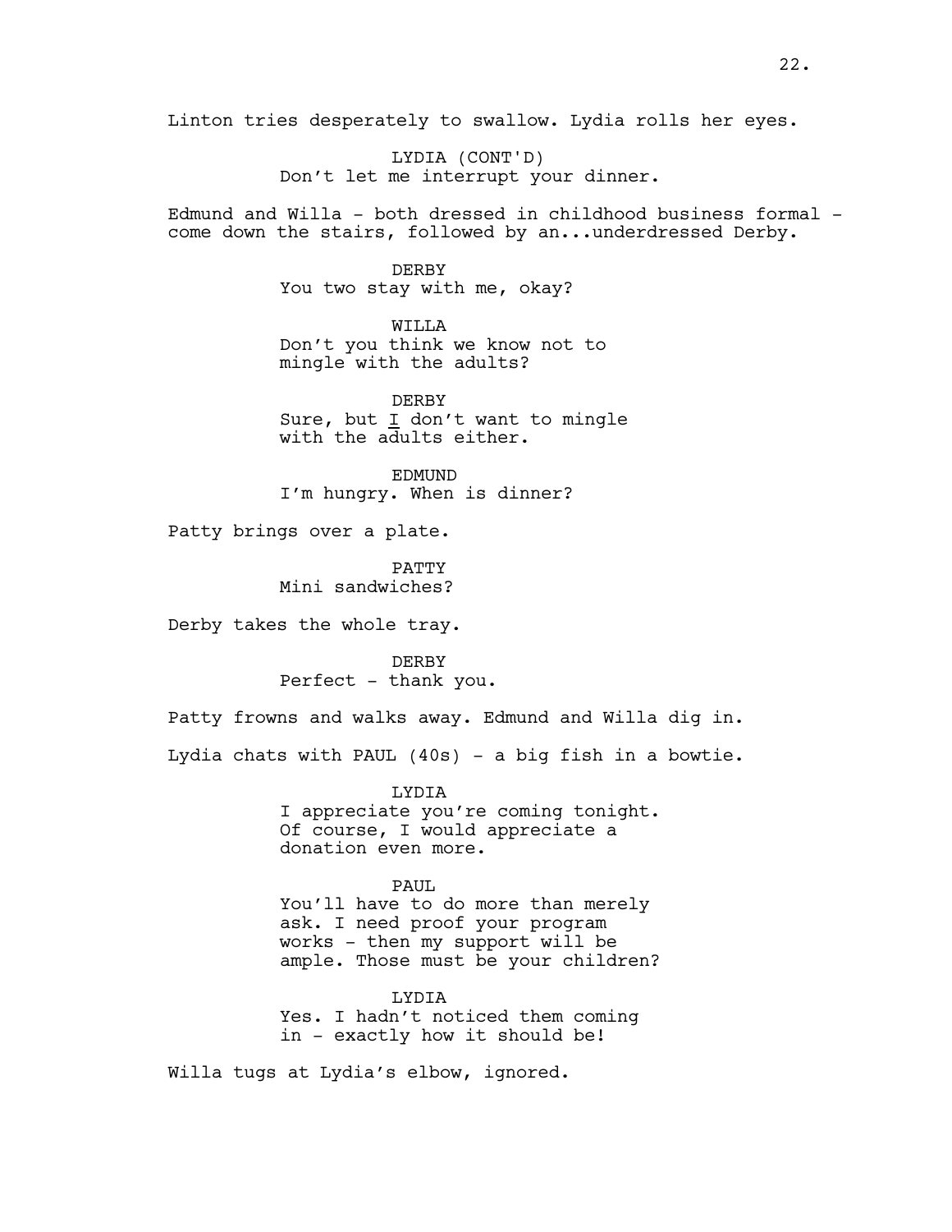Linton tries desperately to swallow. Lydia rolls her eyes.

LYDIA (CONT'D)
Don't let me interrupt your dinner.

Edmund and Willa - both dressed in childhood business formal - come down the stairs, followed by an...underdressed Derby.

DERBY
You two stay with me, okay?

WILLA
Don't you think we know not to mingle with the adults?

DERBY
Sure, but _I_ don't want to mingle with the adults either.

EDMUND
I'm hungry. When is dinner?

Patty brings over a plate.

PATTY
Mini sandwiches?

Derby takes the whole tray.

DERBY
Perfect - thank you.

Patty frowns and walks away. Edmund and Willa dig in.

Lydia chats with PAUL (40s) - a big fish in a bowtie.

LYDIA
I appreciate you're coming tonight. Of course, I would appreciate a donation even more.

PAUL
You'll have to do more than merely ask. I need proof your program works - then my support will be ample. Those must be your children?

LYDIA
Yes. I hadn't noticed them coming in - exactly how it should be!

Willa tugs at Lydia's elbow, ignored.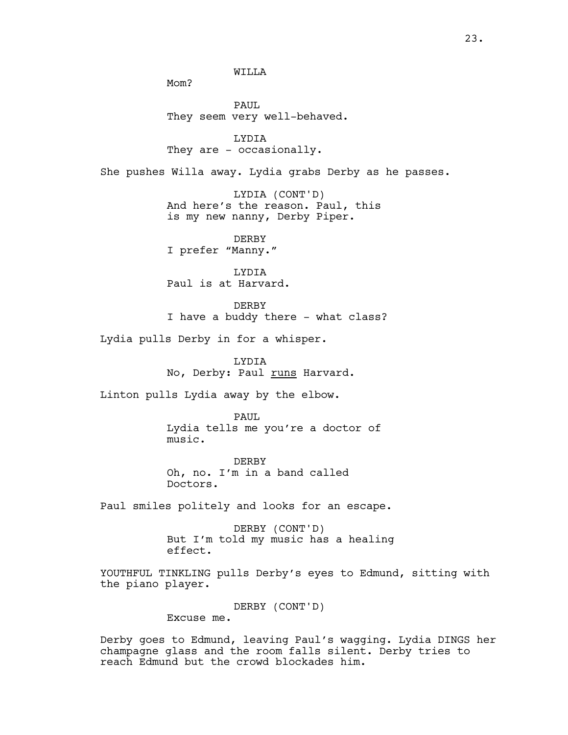WILLA
Mom?

PAUL
They seem very well-behaved.

LYDIA
They are - occasionally.

She pushes Willa away. Lydia grabs Derby as he passes.

LYDIA (CONT'D)
And here's the reason. Paul, this is my new nanny, Derby Piper.

DERBY
I prefer "Manny."

LYDIA
Paul is at Harvard.

DERBY
I have a buddy there - what class?

Lydia pulls Derby in for a whisper.

LYDIA
No, Derby: Paul <u>runs</u> Harvard.

Linton pulls Lydia away by the elbow.

PAUL
Lydia tells me you're a doctor of music.

DERBY
Oh, no. I'm in a band called Doctors.

Paul smiles politely and looks for an escape.

DERBY (CONT'D)
But I'm told my music has a healing effect.

YOUTHFUL TINKLING pulls Derby's eyes to Edmund, sitting with the piano player.

DERBY (CONT'D)
Excuse me.

Derby goes to Edmund, leaving Paul's wagging. Lydia DINGS her champagne glass and the room falls silent. Derby tries to reach Edmund but the crowd blockades him.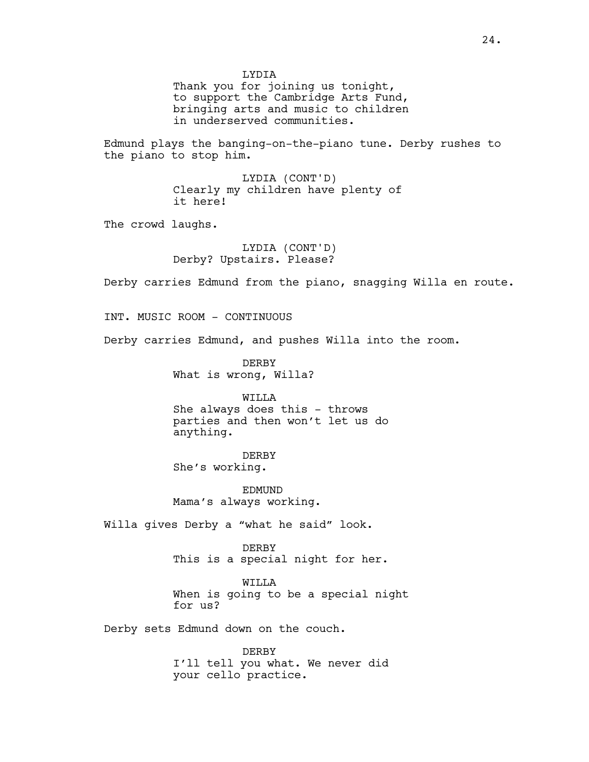LYDIA
Thank you for joining us tonight, to support the Cambridge Arts Fund, bringing arts and music to children in underserved communities.

Edmund plays the banging-on-the-piano tune. Derby rushes to the piano to stop him.

LYDIA (CONT'D)
Clearly my children have plenty of it here!

The crowd laughs.

LYDIA (CONT'D)
Derby? Upstairs. Please?

Derby carries Edmund from the piano, snagging Willa en route.

INT. MUSIC ROOM - CONTINUOUS

Derby carries Edmund, and pushes Willa into the room.

DERBY
What is wrong, Willa?

WILLA
She always does this - throws parties and then won't let us do anything.

DERBY
She's working.

EDMUND
Mama's always working.

Willa gives Derby a "what he said" look.

DERBY
This is a special night for her.

WILLA
When is going to be a special night for us?

Derby sets Edmund down on the couch.

DERBY
I'll tell you what. We never did your cello practice.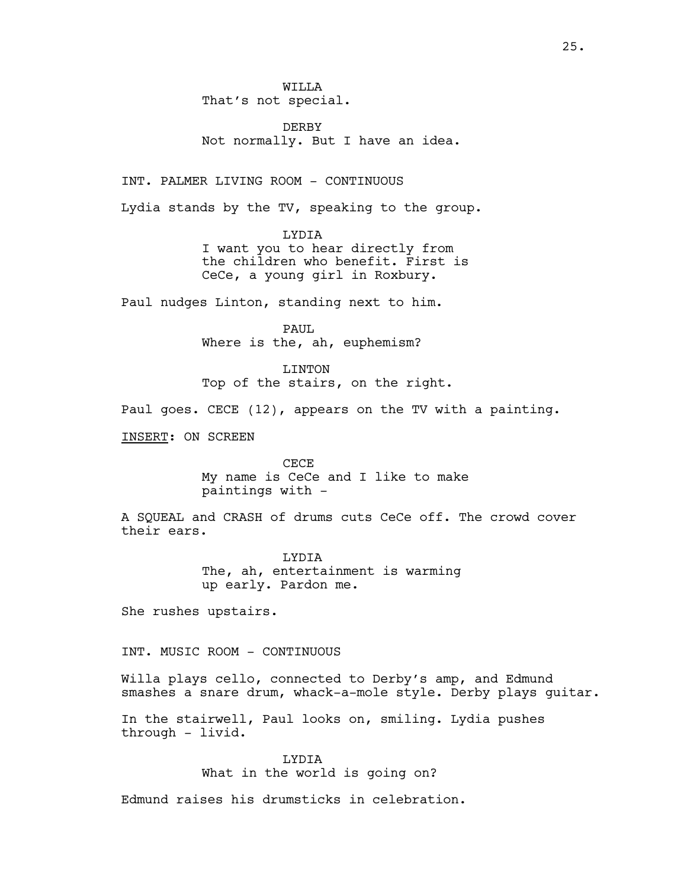WILLA
That's not special.

DERBY
Not normally. But I have an idea.

INT. PALMER LIVING ROOM - CONTINUOUS

Lydia stands by the TV, speaking to the group.

LYDIA
I want you to hear directly from the children who benefit. First is CeCe, a young girl in Roxbury.

Paul nudges Linton, standing next to him.

PAUL
Where is the, ah, euphemism?

LINTON
Top of the stairs, on the right.

Paul goes. CECE (12), appears on the TV with a painting.

INSERT: ON SCREEN

CECE
My name is CeCe and I like to make paintings with -

A SQUEAL and CRASH of drums cuts CeCe off. The crowd cover their ears.

LYDIA
The, ah, entertainment is warming up early. Pardon me.

She rushes upstairs.

INT. MUSIC ROOM - CONTINUOUS

Willa plays cello, connected to Derby's amp, and Edmund smashes a snare drum, whack-a-mole style. Derby plays guitar.

In the stairwell, Paul looks on, smiling. Lydia pushes through - livid.

LYDIA
What in the world is going on?

Edmund raises his drumsticks in celebration.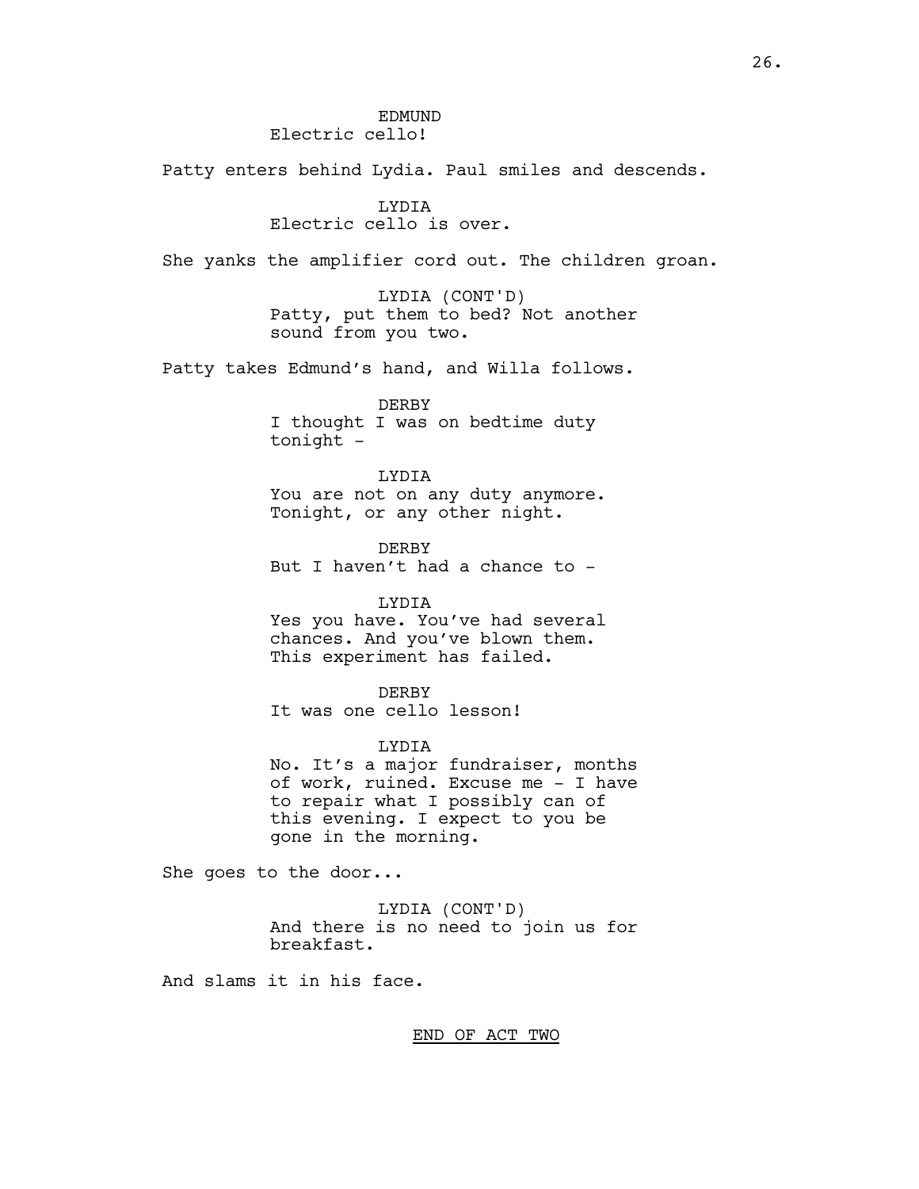EDMUND
Electric cello!

Patty enters behind Lydia. Paul smiles and descends.

LYDIA
Electric cello is over.

She yanks the amplifier cord out. The children groan.

LYDIA (CONT'D)
Patty, put them to bed? Not another sound from you two.

Patty takes Edmund's hand, and Willa follows.

DERBY
I thought I was on bedtime duty tonight -

LYDIA
You are not on any duty anymore. Tonight, or any other night.

DERBY
But I haven't had a chance to -

LYDIA
Yes you have. You've had several chances. And you've blown them. This experiment has failed.

DERBY
It was one cello lesson!

LYDIA
No. It's a major fundraiser, months of work, ruined. Excuse me - I have to repair what I possibly can of this evening. I expect to you be gone in the morning.

She goes to the door...

LYDIA (CONT'D)
And there is no need to join us for breakfast.

And slams it in his face.

<u>END OF ACT TWO</u>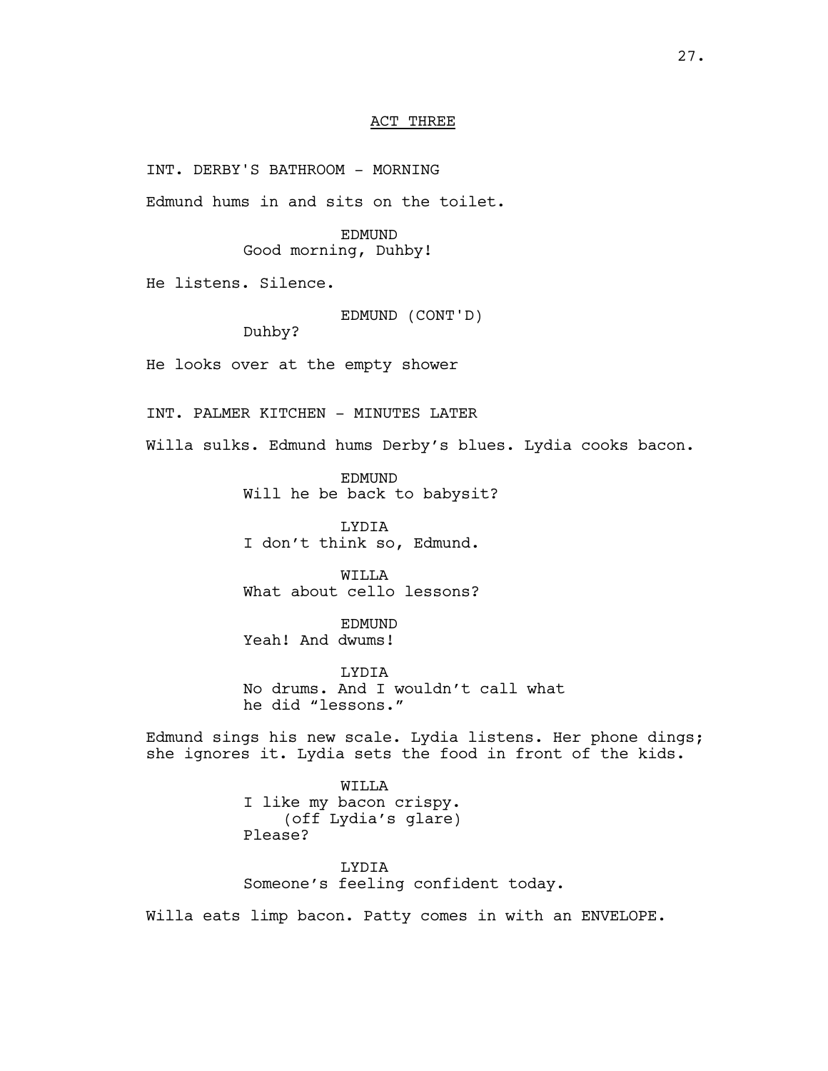ACT THREE

INT. DERBY'S BATHROOM - MORNING

Edmund hums in and sits on the toilet.

EDMUND
Good morning, Duhby!

He listens. Silence.

EDMUND (CONT'D)
Duhby?

He looks over at the empty shower

INT. PALMER KITCHEN - MINUTES LATER

Willa sulks. Edmund hums Derby's blues. Lydia cooks bacon.

EDMUND
Will he be back to babysit?

LYDIA
I don't think so, Edmund.

WILLA
What about cello lessons?

EDMUND
Yeah! And dwums!

LYDIA
No drums. And I wouldn't call what he did "lessons."

Edmund sings his new scale. Lydia listens. Her phone dings; she ignores it. Lydia sets the food in front of the kids.

WILLA
I like my bacon crispy.
(off Lydia's glare)
Please?

LYDIA
Someone's feeling confident today.

Willa eats limp bacon. Patty comes in with an ENVELOPE.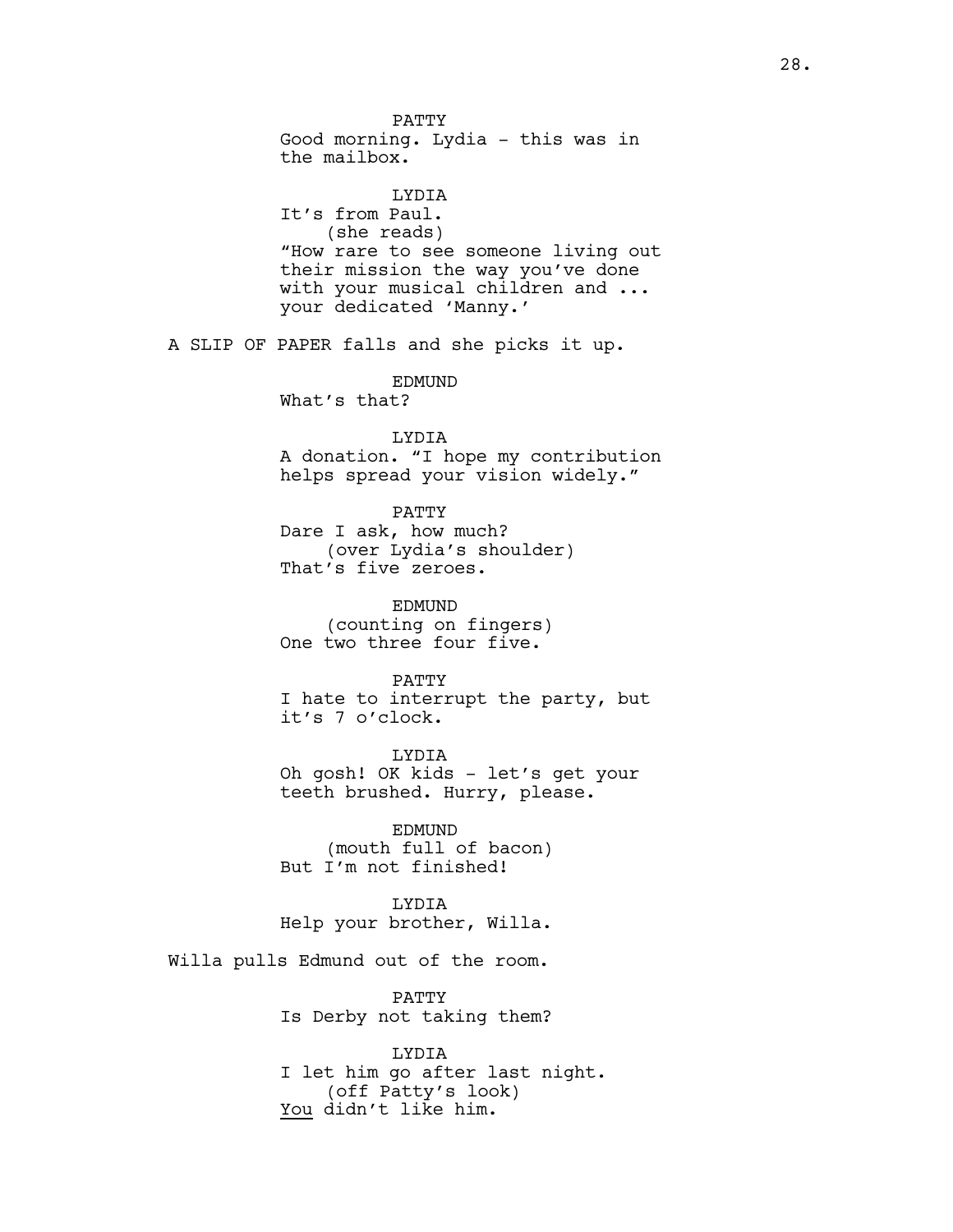PATTY
Good morning. Lydia - this was in the mailbox.

LYDIA
It's from Paul.
(she reads)
"How rare to see someone living out their mission the way you've done with your musical children and ... your dedicated 'Manny.'

A SLIP OF PAPER falls and she picks it up.

EDMUND
What's that?

LYDIA
A donation. "I hope my contribution helps spread your vision widely."

PATTY
Dare I ask, how much?
(over Lydia's shoulder)
That's five zeroes.

EDMUND
(counting on fingers)
One two three four five.

PATTY
I hate to interrupt the party, but it's 7 o'clock.

LYDIA
Oh gosh! OK kids - let's get your teeth brushed. Hurry, please.

EDMUND
(mouth full of bacon)
But I'm not finished!

LYDIA
Help your brother, Willa.

Willa pulls Edmund out of the room.

PATTY
Is Derby not taking them?

LYDIA
I let him go after last night.
(off Patty's look)
<u>You</u> didn't like him.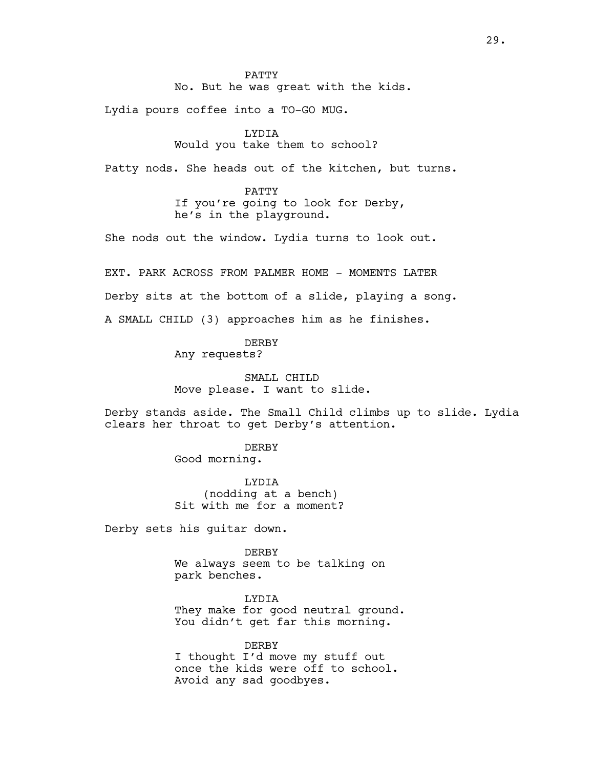PATTY

No. But he was great with the kids.

Lydia pours coffee into a TO-GO MUG.

LYDIA

Would you take them to school?

Patty nods. She heads out of the kitchen, but turns.

PATTY

If you're going to look for Derby, he's in the playground.

She nods out the window. Lydia turns to look out.

EXT. PARK ACROSS FROM PALMER HOME - MOMENTS LATER

Derby sits at the bottom of a slide, playing a song.

A SMALL CHILD (3) approaches him as he finishes.

DERBY

Any requests?

SMALL CHILD

Move please. I want to slide.

Derby stands aside. The Small Child climbs up to slide. Lydia clears her throat to get Derby's attention.

DERBY

Good morning.

LYDIA

(nodding at a bench)

Sit with me for a moment?

Derby sets his guitar down.

DERBY

We always seem to be talking on park benches.

LYDIA

They make for good neutral ground. You didn't get far this morning.

DERBY

I thought I'd move my stuff out once the kids were off to school. Avoid any sad goodbyes.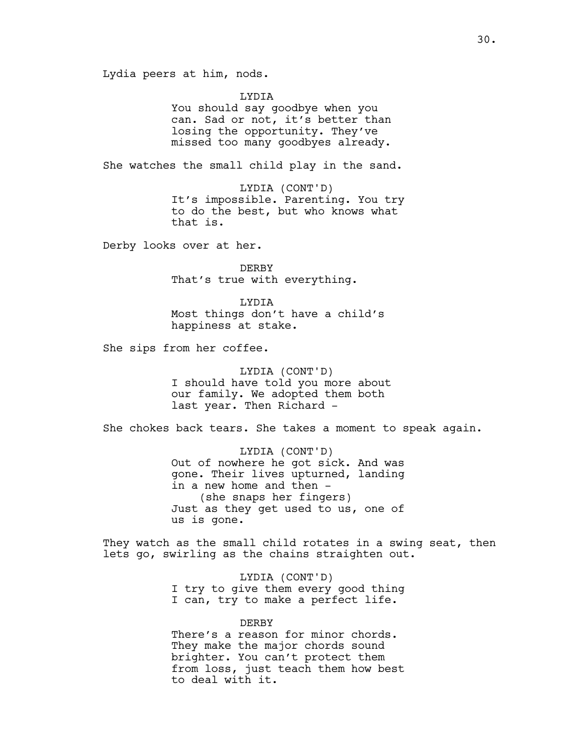Lydia peers at him, nods.

LYDIA
You should say goodbye when you can. Sad or not, it's better than losing the opportunity. They've missed too many goodbyes already.

She watches the small child play in the sand.

LYDIA (CONT'D)
It's impossible. Parenting. You try to do the best, but who knows what that is.

Derby looks over at her.

DERBY
That's true with everything.

LYDIA
Most things don't have a child's happiness at stake.

She sips from her coffee.

LYDIA (CONT'D)
I should have told you more about our family. We adopted them both last year. Then Richard -

She chokes back tears. She takes a moment to speak again.

LYDIA (CONT'D)
Out of nowhere he got sick. And was gone. Their lives upturned, landing in a new home and then -
(she snaps her fingers)
Just as they get used to us, one of us is gone.

They watch as the small child rotates in a swing seat, then lets go, swirling as the chains straighten out.

LYDIA (CONT'D)
I try to give them every good thing I can, try to make a perfect life.

DERBY
There's a reason for minor chords. They make the major chords sound brighter. You can't protect them from loss, just teach them how best to deal with it.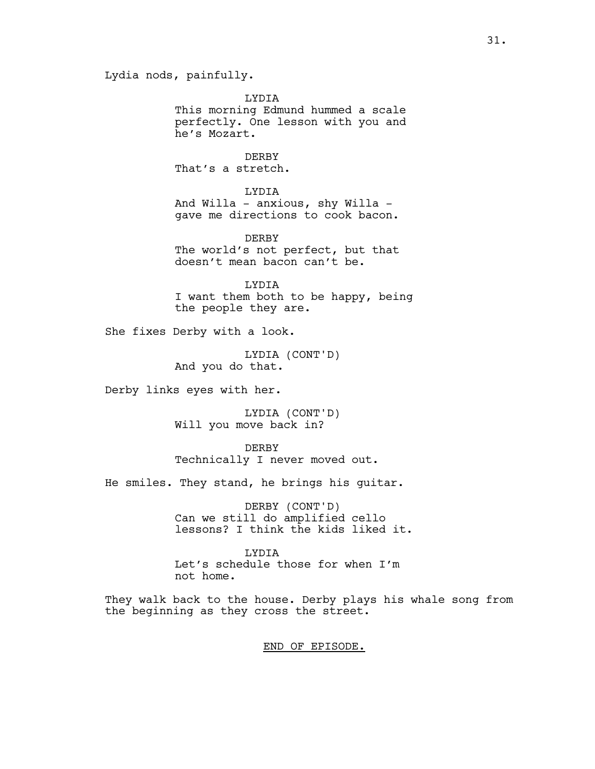Lydia nods, painfully.

LYDIA
This morning Edmund hummed a scale perfectly. One lesson with you and he's Mozart.

DERBY
That's a stretch.

LYDIA
And Willa - anxious, shy Willa - gave me directions to cook bacon.

DERBY
The world's not perfect, but that doesn't mean bacon can't be.

LYDIA
I want them both to be happy, being the people they are.

She fixes Derby with a look.

LYDIA (CONT'D)
And you do that.

Derby links eyes with her.

LYDIA (CONT'D)
Will you move back in?

DERBY
Technically I never moved out.

He smiles. They stand, he brings his guitar.

DERBY (CONT'D)
Can we still do amplified cello lessons? I think the kids liked it.

LYDIA
Let's schedule those for when I'm not home.

They walk back to the house. Derby plays his whale song from the beginning as they cross the street.

END OF EPISODE.